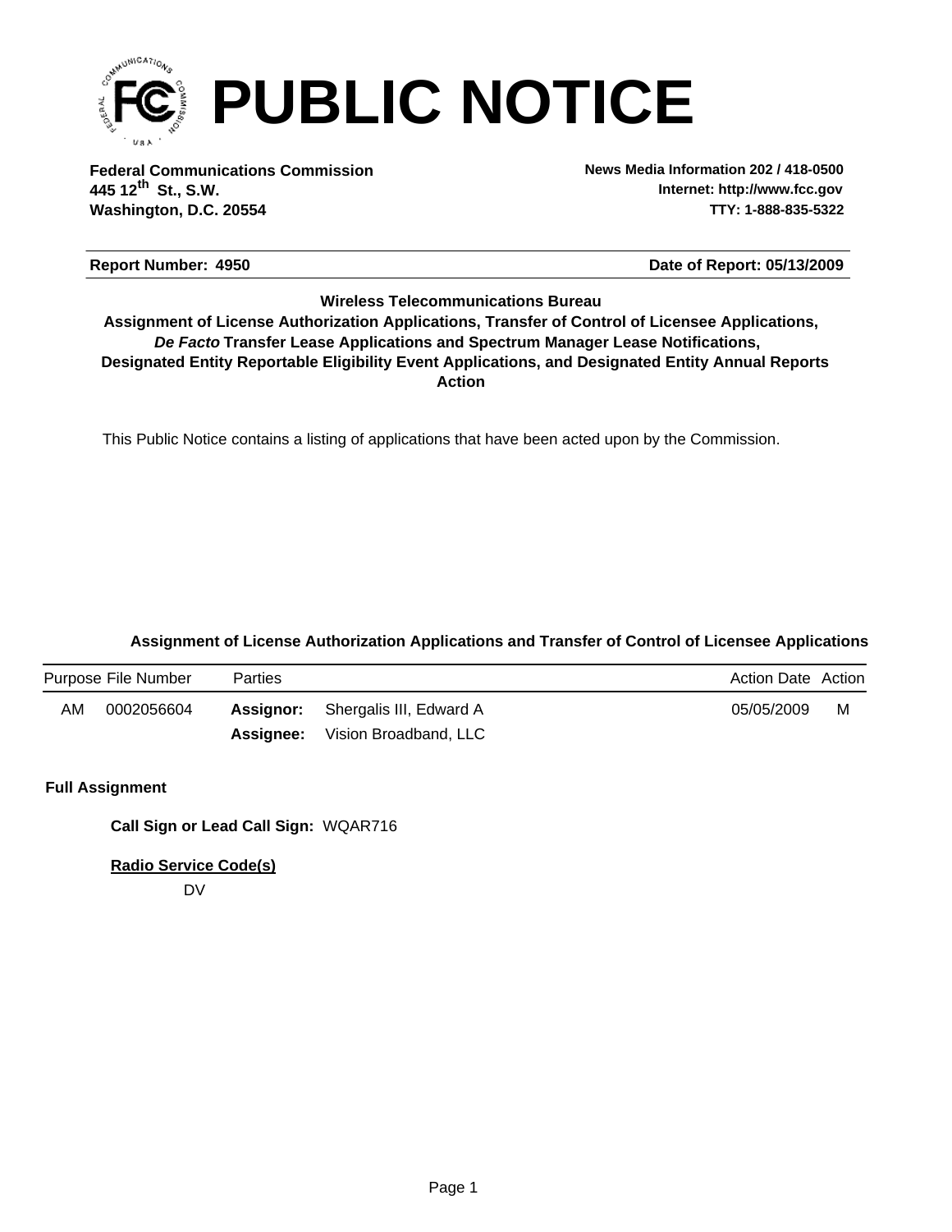# PUBLIC NOTICE

**Federal Communications Commission**
**445 12th St., S.W.**
**Washington, D.C. 20554**

**News Media Information 202 / 418-0500**
**Internet: http://www.fcc.gov**
**TTY: 1-888-835-5322**

**Report Number: 4950** | **Date of Report: 05/13/2009**

**Wireless Telecommunications Bureau**
**Assignment of License Authorization Applications, Transfer of Control of Licensee Applications,**
***De Facto* Transfer Lease Applications and Spectrum Manager Lease Notifications,**
**Designated Entity Reportable Eligibility Event Applications, and Designated Entity Annual Reports**
**Action**

This Public Notice contains a listing of applications that have been acted upon by the Commission.

### Assignment of License Authorization Applications and Transfer of Control of Licensee Applications

| Purpose | File Number | Parties | | Action Date | Action |
|---|---|---|---|---|---|
| AM | 0002056604 | **Assignor:** | Shergalis III, Edward A | 05/05/2009 | M |
| | | **Assignee:** | Vision Broadband, LLC | | |

**Full Assignment**

**Call Sign or Lead Call Sign:** WQAR716

**Radio Service Code(s)**

DV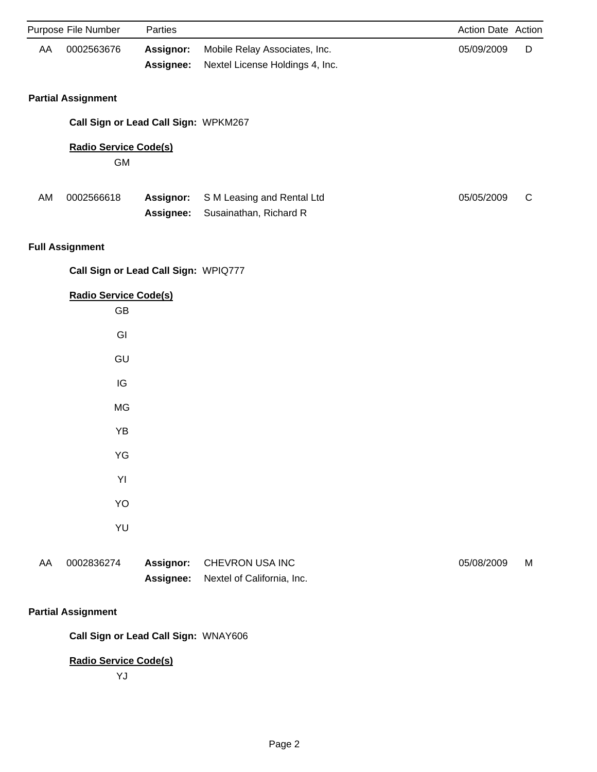| Purpose | File Number | Parties | | Action Date | Action |
|---|---|---|---|---|---|
| AA | 0002563676 | **Assignor:** | Mobile Relay Associates, Inc. | 05/09/2009 | D |
| | | **Assignee:** | Nextel License Holdings 4, Inc. | | |

**Partial Assignment**

**Call Sign or Lead Call Sign:** WPKM267

**Radio Service Code(s)**

GM

| Purpose | File Number | Parties | | Action Date | Action |
|---|---|---|---|---|---|
| AM | 0002566618 | **Assignor:** | S M Leasing and Rental Ltd | 05/05/2009 | C |
| | | **Assignee:** | Susainathan, Richard R | | |

**Full Assignment**

**Call Sign or Lead Call Sign:** WPIQ777

**Radio Service Code(s)**

GB

GI

GU

IG

MG

YB

YG

YI

YO

YU

| Purpose | File Number | Parties | | Action Date | Action |
|---|---|---|---|---|---|
| AA | 0002836274 | **Assignor:** | CHEVRON USA INC | 05/08/2009 | M |
| | | **Assignee:** | Nextel of California, Inc. | | |

**Partial Assignment**

**Call Sign or Lead Call Sign:** WNAY606

**Radio Service Code(s)**

YJ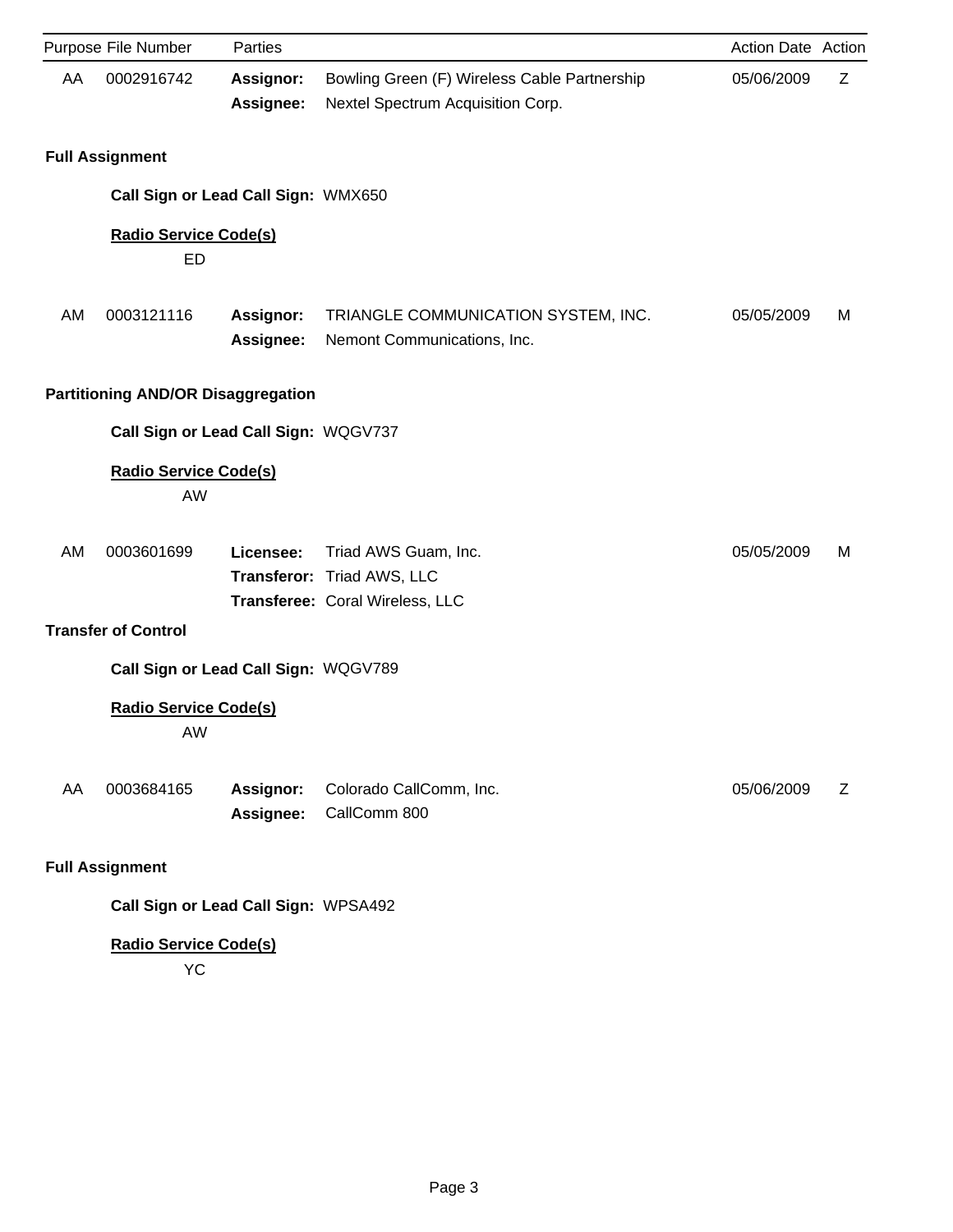| Purpose | File Number | Parties | | Action Date | Action |
|---|---|---|---|---|---|
| AA | 0002916742 | **Assignor:** | Bowling Green (F) Wireless Cable Partnership | 05/06/2009 | Z |
| | | **Assignee:** | Nextel Spectrum Acquisition Corp. | | |

**Full Assignment**

**Call Sign or Lead Call Sign:** WMX650

**Radio Service Code(s)**

ED

| | | | | | |
|---|---|---|---|---|---|
| AM | 0003121116 | **Assignor:** | TRIANGLE COMMUNICATION SYSTEM, INC. | 05/05/2009 | M |
| | | **Assignee:** | Nemont Communications, Inc. | | |

**Partitioning AND/OR Disaggregation**

**Call Sign or Lead Call Sign:** WQGV737

**Radio Service Code(s)**

AW

| | | | | | |
|---|---|---|---|---|---|
| AM | 0003601699 | **Licensee:** | Triad AWS Guam, Inc. | 05/05/2009 | M |
| | | **Transferor:** | Triad AWS, LLC | | |
| | | **Transferee:** | Coral Wireless, LLC | | |

**Transfer of Control**

**Call Sign or Lead Call Sign:** WQGV789

**Radio Service Code(s)**

AW

| | | | | | |
|---|---|---|---|---|---|
| AA | 0003684165 | **Assignor:** | Colorado CallComm, Inc. | 05/06/2009 | Z |
| | | **Assignee:** | CallComm 800 | | |

**Full Assignment**

**Call Sign or Lead Call Sign:** WPSA492

**Radio Service Code(s)**

YC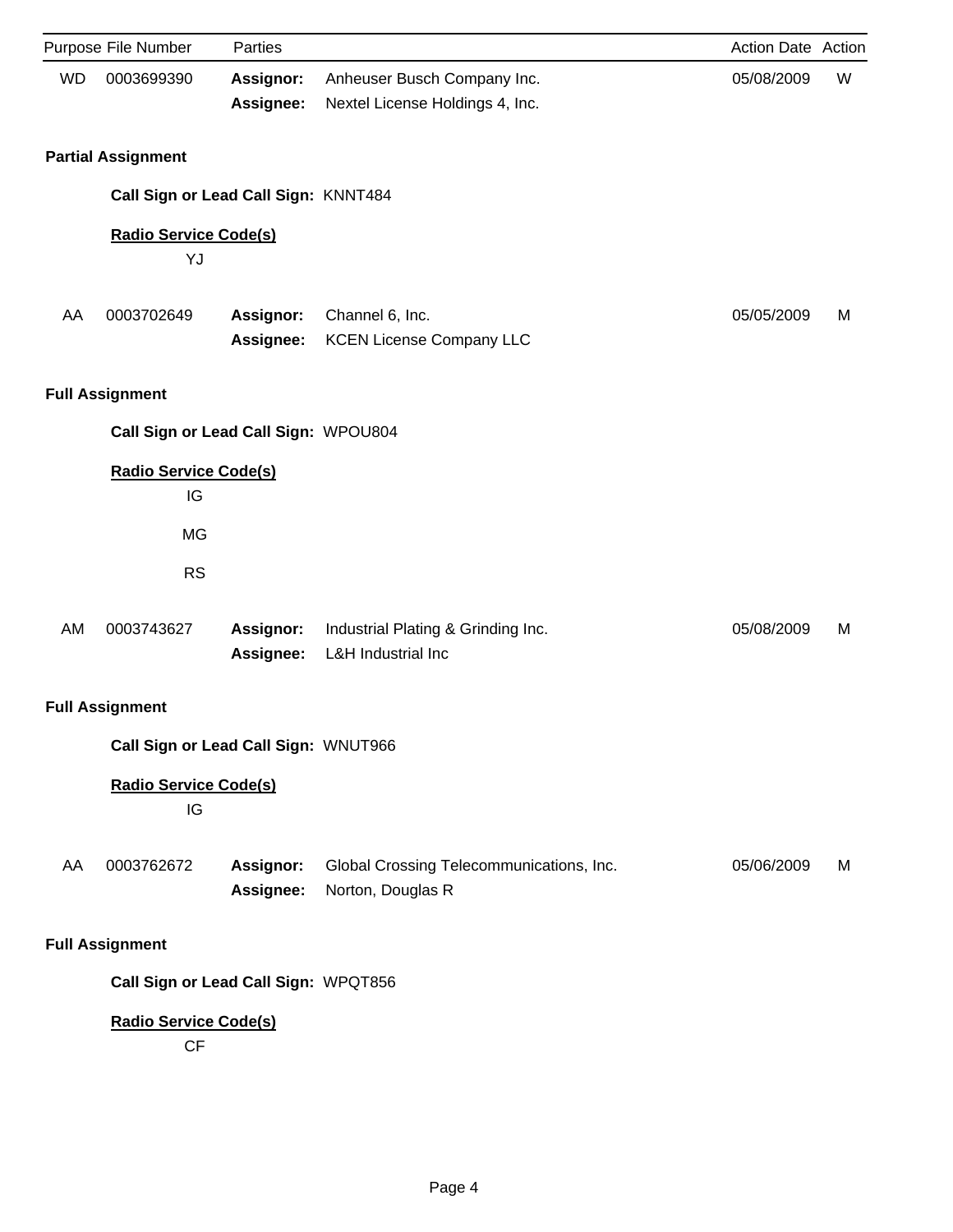| Purpose | File Number | Parties | | Action Date | Action |
|---|---|---|---|---|---|
| WD | 0003699390 | **Assignor:** | Anheuser Busch Company Inc. | 05/08/2009 | W |
| | | **Assignee:** | Nextel License Holdings 4, Inc. | | |

**Partial Assignment**

**Call Sign or Lead Call Sign:** KNNT484

**Radio Service Code(s)**

YJ

| Purpose | File Number | Parties | | Action Date | Action |
|---|---|---|---|---|---|
| AA | 0003702649 | **Assignor:** | Channel 6, Inc. | 05/05/2009 | M |
| | | **Assignee:** | KCEN License Company LLC | | |

**Full Assignment**

**Call Sign or Lead Call Sign:** WPOU804

**Radio Service Code(s)**

IG

MG

RS

| Purpose | File Number | Parties | | Action Date | Action |
|---|---|---|---|---|---|
| AM | 0003743627 | **Assignor:** | Industrial Plating & Grinding Inc. | 05/08/2009 | M |
| | | **Assignee:** | L&H Industrial Inc | | |

**Full Assignment**

**Call Sign or Lead Call Sign:** WNUT966

**Radio Service Code(s)**

IG

| Purpose | File Number | Parties | | Action Date | Action |
|---|---|---|---|---|---|
| AA | 0003762672 | **Assignor:** | Global Crossing Telecommunications, Inc. | 05/06/2009 | M |
| | | **Assignee:** | Norton, Douglas R | | |

**Full Assignment**

**Call Sign or Lead Call Sign:** WPQT856

**Radio Service Code(s)**

CF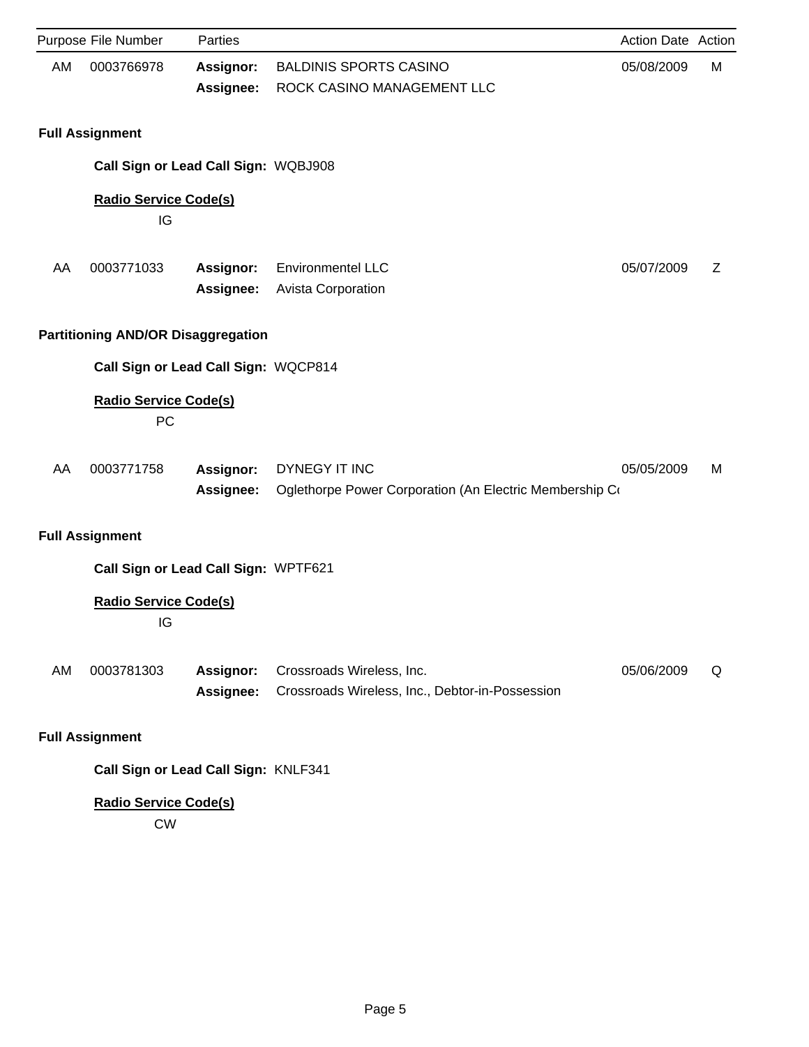| Purpose | File Number | Parties | | Action Date | Action |
|---|---|---|---|---|---|
| AM | 0003766978 | **Assignor:** | BALDINIS SPORTS CASINO | 05/08/2009 | M |
| | | **Assignee:** | ROCK CASINO MANAGEMENT LLC | | |

**Full Assignment**

**Call Sign or Lead Call Sign:** WQBJ908

**Radio Service Code(s)**

IG

| | | | | | |
|---|---|---|---|---|---|
| AA | 0003771033 | **Assignor:** | Environmentel LLC | 05/07/2009 | Z |
| | | **Assignee:** | Avista Corporation | | |

**Partitioning AND/OR Disaggregation**

**Call Sign or Lead Call Sign:** WQCP814

**Radio Service Code(s)**

PC

| | | | | | |
|---|---|---|---|---|---|
| AA | 0003771758 | **Assignor:** | DYNEGY IT INC | 05/05/2009 | M |
| | | **Assignee:** | Oglethorpe Power Corporation (An Electric Membership Co | | |

**Full Assignment**

**Call Sign or Lead Call Sign:** WPTF621

**Radio Service Code(s)**

IG

| | | | | | |
|---|---|---|---|---|---|
| AM | 0003781303 | **Assignor:** | Crossroads Wireless, Inc. | 05/06/2009 | Q |
| | | **Assignee:** | Crossroads Wireless, Inc., Debtor-in-Possession | | |

**Full Assignment**

**Call Sign or Lead Call Sign:** KNLF341

**Radio Service Code(s)**

CW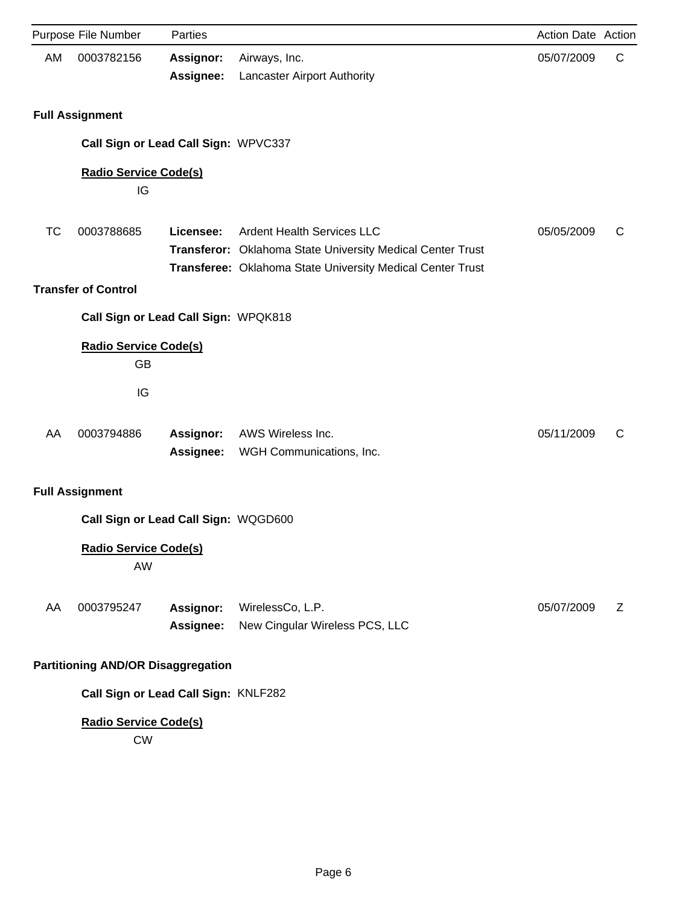| Purpose | File Number | Parties | | Action Date | Action |
|---|---|---|---|---|---|
| AM | 0003782156 | **Assignor:** | Airways, Inc. | 05/07/2009 | C |
| | | **Assignee:** | Lancaster Airport Authority | | |

**Full Assignment**

**Call Sign or Lead Call Sign:** WPVC337

**Radio Service Code(s)**

IG

| | | | | | |
|---|---|---|---|---|---|
| TC | 0003788685 | **Licensee:** | Ardent Health Services LLC | 05/05/2009 | C |
| | | **Transferor:** | Oklahoma State University Medical Center Trust | | |
| | | **Transferee:** | Oklahoma State University Medical Center Trust | | |

**Transfer of Control**

**Call Sign or Lead Call Sign:** WPQK818

**Radio Service Code(s)**

GB

IG

| | | | | | |
|---|---|---|---|---|---|
| AA | 0003794886 | **Assignor:** | AWS Wireless Inc. | 05/11/2009 | C |
| | | **Assignee:** | WGH Communications, Inc. | | |

**Full Assignment**

**Call Sign or Lead Call Sign:** WQGD600

**Radio Service Code(s)**

AW

| | | | | | |
|---|---|---|---|---|---|
| AA | 0003795247 | **Assignor:** | WirelessCo, L.P. | 05/07/2009 | Z |
| | | **Assignee:** | New Cingular Wireless PCS, LLC | | |

**Partitioning AND/OR Disaggregation**

**Call Sign or Lead Call Sign:** KNLF282

**Radio Service Code(s)**

CW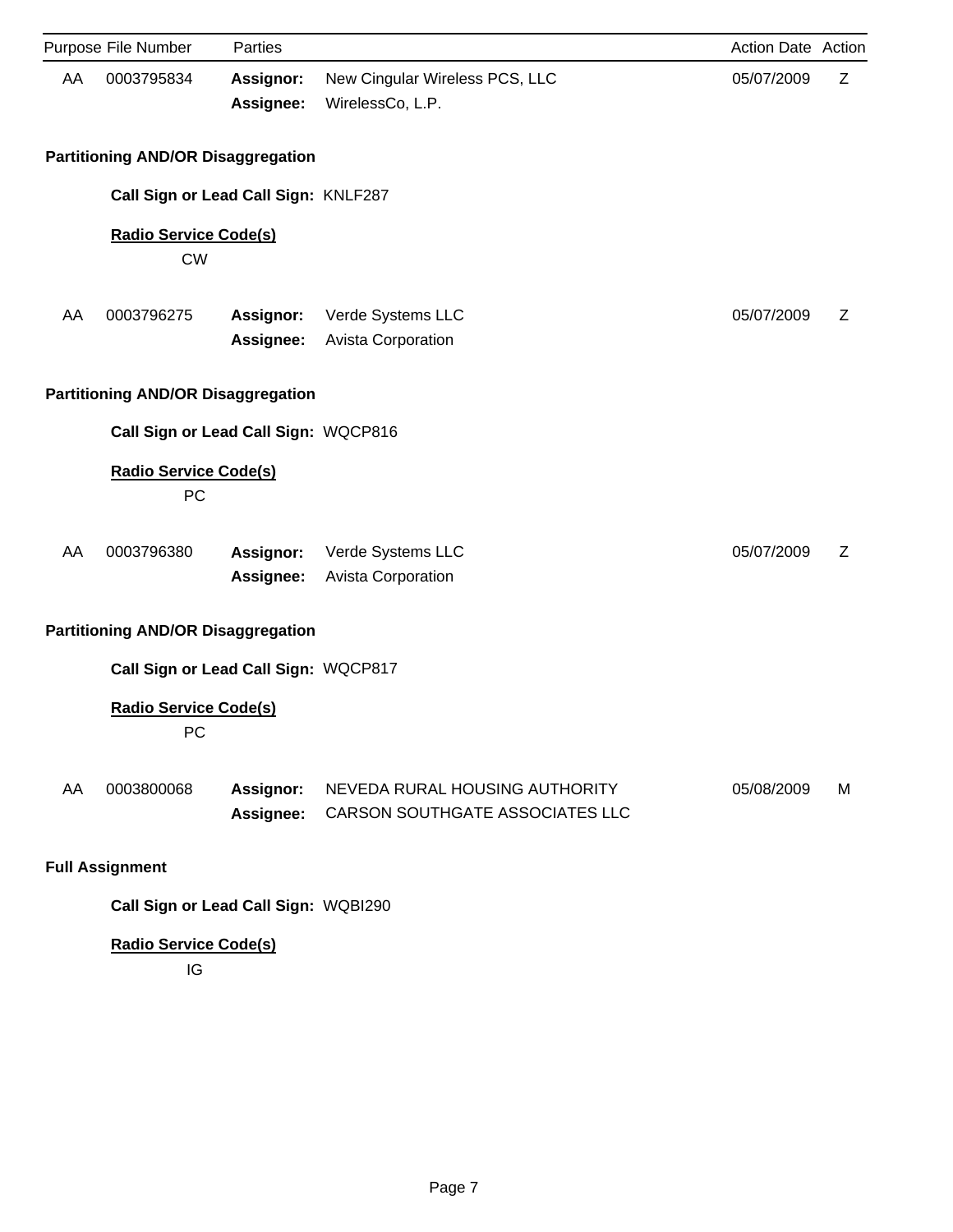| Purpose | File Number | Parties | | Action Date | Action |
|---|---|---|---|---|---|
| AA | 0003795834 | **Assignor:** | New Cingular Wireless PCS, LLC | 05/07/2009 | Z |
| | | **Assignee:** | WirelessCo, L.P. | | |

**Partitioning AND/OR Disaggregation**

**Call Sign or Lead Call Sign:** KNLF287

**Radio Service Code(s)**

CW

| | | | | | |
|---|---|---|---|---|---|
| AA | 0003796275 | **Assignor:** | Verde Systems LLC | 05/07/2009 | Z |
| | | **Assignee:** | Avista Corporation | | |

**Partitioning AND/OR Disaggregation**

**Call Sign or Lead Call Sign:** WQCP816

**Radio Service Code(s)**

PC

| | | | | | |
|---|---|---|---|---|---|
| AA | 0003796380 | **Assignor:** | Verde Systems LLC | 05/07/2009 | Z |
| | | **Assignee:** | Avista Corporation | | |

**Partitioning AND/OR Disaggregation**

**Call Sign or Lead Call Sign:** WQCP817

**Radio Service Code(s)**

PC

| | | | | | |
|---|---|---|---|---|---|
| AA | 0003800068 | **Assignor:** | NEVEDA RURAL HOUSING AUTHORITY | 05/08/2009 | M |
| | | **Assignee:** | CARSON SOUTHGATE ASSOCIATES LLC | | |

**Full Assignment**

**Call Sign or Lead Call Sign:** WQBI290

**Radio Service Code(s)**

IG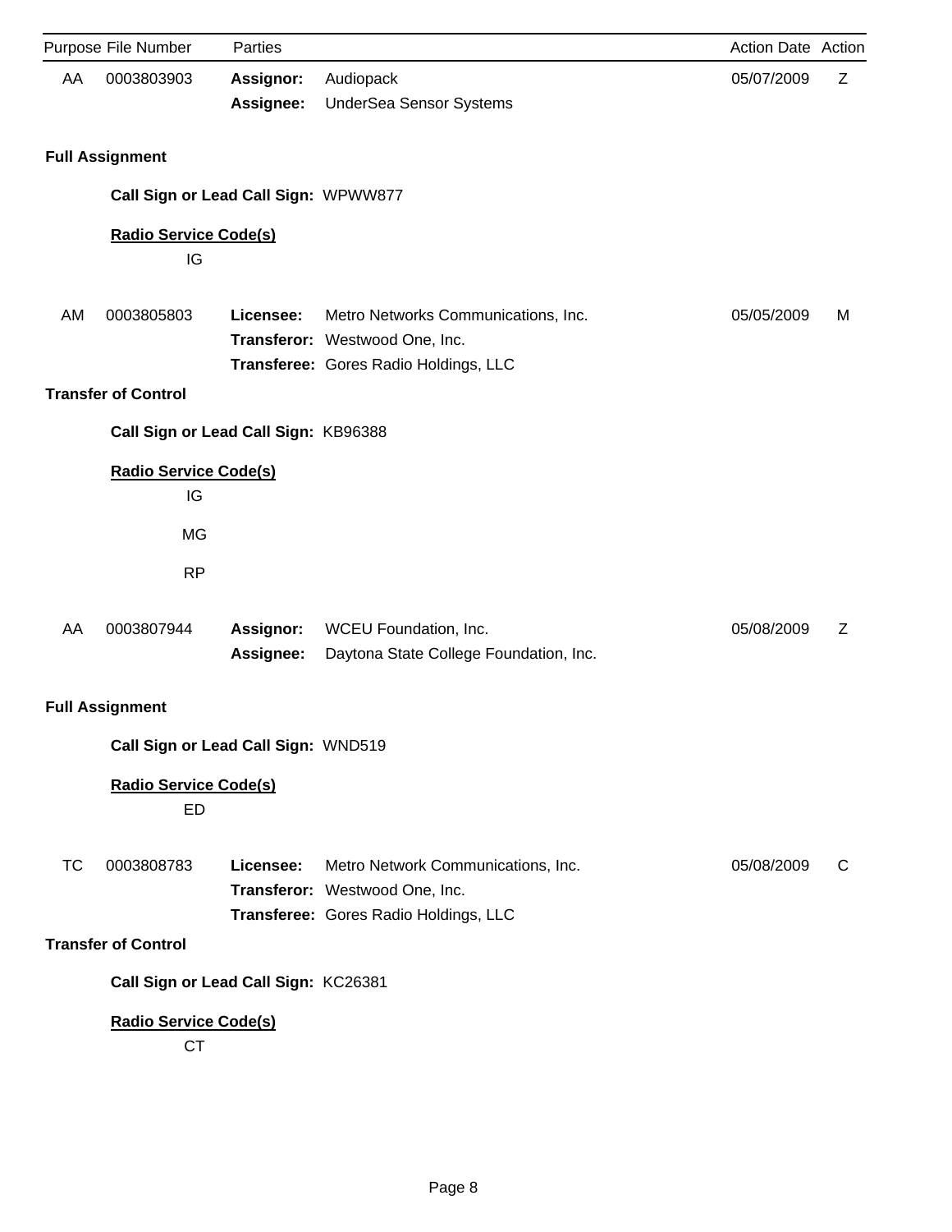| Purpose | File Number | Parties | | Action Date | Action |
|---|---|---|---|---|---|
| AA | 0003803903 | **Assignor:** | Audiopack | 05/07/2009 | Z |
| | | **Assignee:** | UnderSea Sensor Systems | | |

**Full Assignment**

**Call Sign or Lead Call Sign:** WPWW877

**Radio Service Code(s)**

IG

| Purpose | File Number | Parties | | Action Date | Action |
|---|---|---|---|---|---|
| AM | 0003805803 | **Licensee:** | Metro Networks Communications, Inc. | 05/05/2009 | M |
| | | **Transferor:** | Westwood One, Inc. | | |
| | | **Transferee:** | Gores Radio Holdings, LLC | | |

**Transfer of Control**

**Call Sign or Lead Call Sign:** KB96388

**Radio Service Code(s)**

IG

MG

RP

| Purpose | File Number | Parties | | Action Date | Action |
|---|---|---|---|---|---|
| AA | 0003807944 | **Assignor:** | WCEU Foundation, Inc. | 05/08/2009 | Z |
| | | **Assignee:** | Daytona State College Foundation, Inc. | | |

**Full Assignment**

**Call Sign or Lead Call Sign:** WND519

**Radio Service Code(s)**

ED

| Purpose | File Number | Parties | | Action Date | Action |
|---|---|---|---|---|---|
| TC | 0003808783 | **Licensee:** | Metro Network Communications, Inc. | 05/08/2009 | C |
| | | **Transferor:** | Westwood One, Inc. | | |
| | | **Transferee:** | Gores Radio Holdings, LLC | | |

**Transfer of Control**

**Call Sign or Lead Call Sign:** KC26381

**Radio Service Code(s)**

CT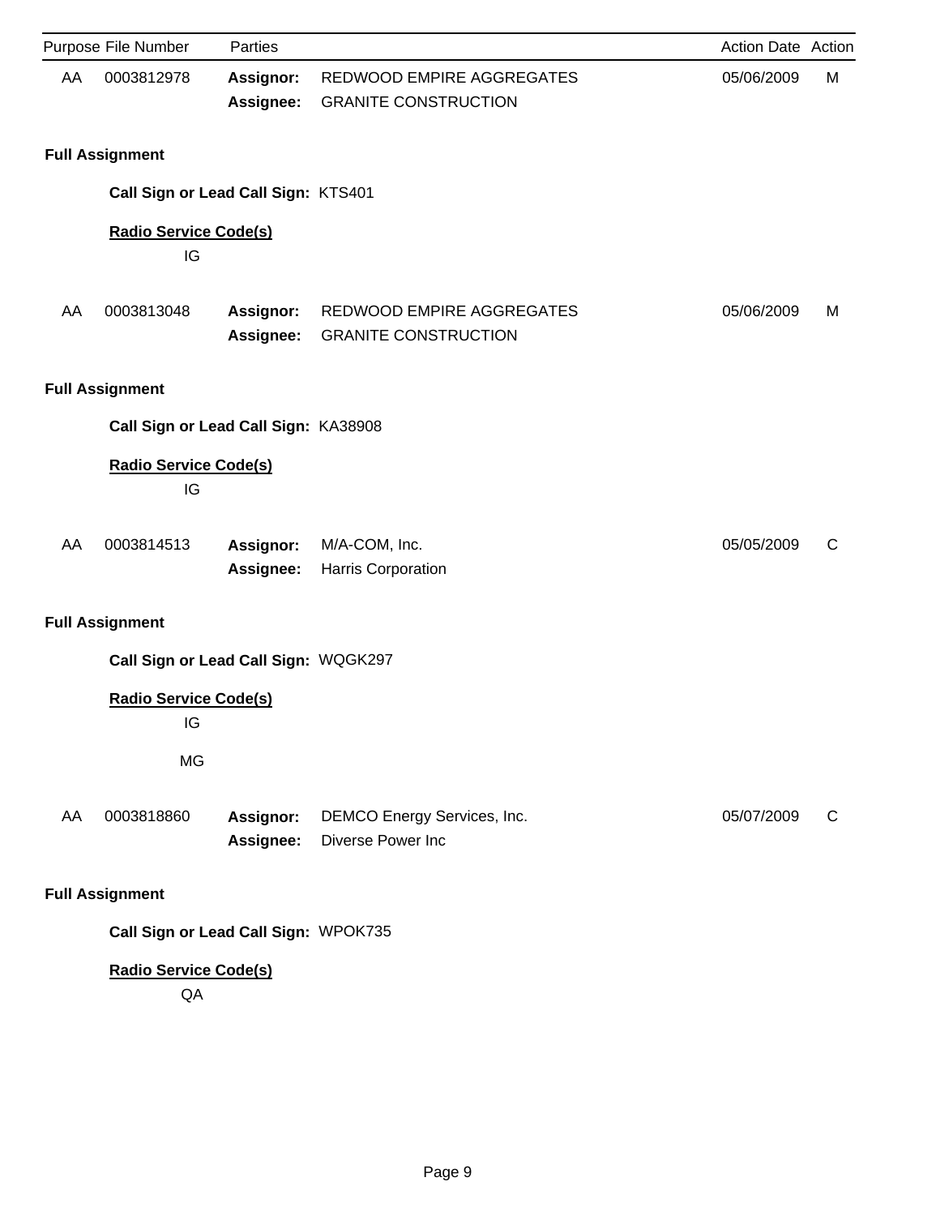| Purpose | File Number | Parties | | Action Date | Action |
|---|---|---|---|---|---|
| AA | 0003812978 | **Assignor:** | REDWOOD EMPIRE AGGREGATES | 05/06/2009 | M |
| | | **Assignee:** | GRANITE CONSTRUCTION | | |

**Full Assignment**

**Call Sign or Lead Call Sign:** KTS401

**Radio Service Code(s)**

IG

| | | | | | |
|---|---|---|---|---|---|
| AA | 0003813048 | **Assignor:** | REDWOOD EMPIRE AGGREGATES | 05/06/2009 | M |
| | | **Assignee:** | GRANITE CONSTRUCTION | | |

**Full Assignment**

**Call Sign or Lead Call Sign:** KA38908

**Radio Service Code(s)**

IG

| | | | | | |
|---|---|---|---|---|---|
| AA | 0003814513 | **Assignor:** | M/A-COM, Inc. | 05/05/2009 | C |
| | | **Assignee:** | Harris Corporation | | |

**Full Assignment**

**Call Sign or Lead Call Sign:** WQGK297

**Radio Service Code(s)**

IG

MG

| | | | | | |
|---|---|---|---|---|---|
| AA | 0003818860 | **Assignor:** | DEMCO Energy Services, Inc. | 05/07/2009 | C |
| | | **Assignee:** | Diverse Power Inc | | |

**Full Assignment**

**Call Sign or Lead Call Sign:** WPOK735

**Radio Service Code(s)**

QA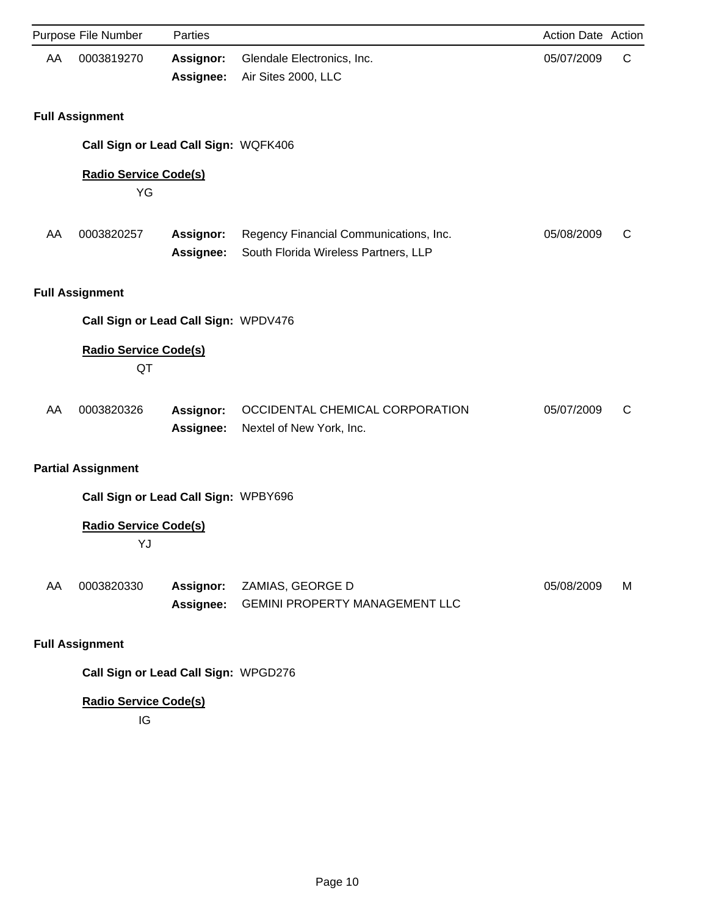| Purpose | File Number | Parties | | Action Date | Action |
|---|---|---|---|---|---|
| AA | 0003819270 | **Assignor:** | Glendale Electronics, Inc. | 05/07/2009 | C |
| | | **Assignee:** | Air Sites 2000, LLC | | |

**Full Assignment**

**Call Sign or Lead Call Sign:** WQFK406

**Radio Service Code(s)**

YG

| Purpose | File Number | Parties | | Action Date | Action |
|---|---|---|---|---|---|
| AA | 0003820257 | **Assignor:** | Regency Financial Communications, Inc. | 05/08/2009 | C |
| | | **Assignee:** | South Florida Wireless Partners, LLP | | |

**Full Assignment**

**Call Sign or Lead Call Sign:** WPDV476

**Radio Service Code(s)**

QT

| Purpose | File Number | Parties | | Action Date | Action |
|---|---|---|---|---|---|
| AA | 0003820326 | **Assignor:** | OCCIDENTAL CHEMICAL CORPORATION | 05/07/2009 | C |
| | | **Assignee:** | Nextel of New York, Inc. | | |

**Partial Assignment**

**Call Sign or Lead Call Sign:** WPBY696

**Radio Service Code(s)**

YJ

| Purpose | File Number | Parties | | Action Date | Action |
|---|---|---|---|---|---|
| AA | 0003820330 | **Assignor:** | ZAMIAS, GEORGE D | 05/08/2009 | M |
| | | **Assignee:** | GEMINI PROPERTY MANAGEMENT LLC | | |

**Full Assignment**

**Call Sign or Lead Call Sign:** WPGD276

**Radio Service Code(s)**

IG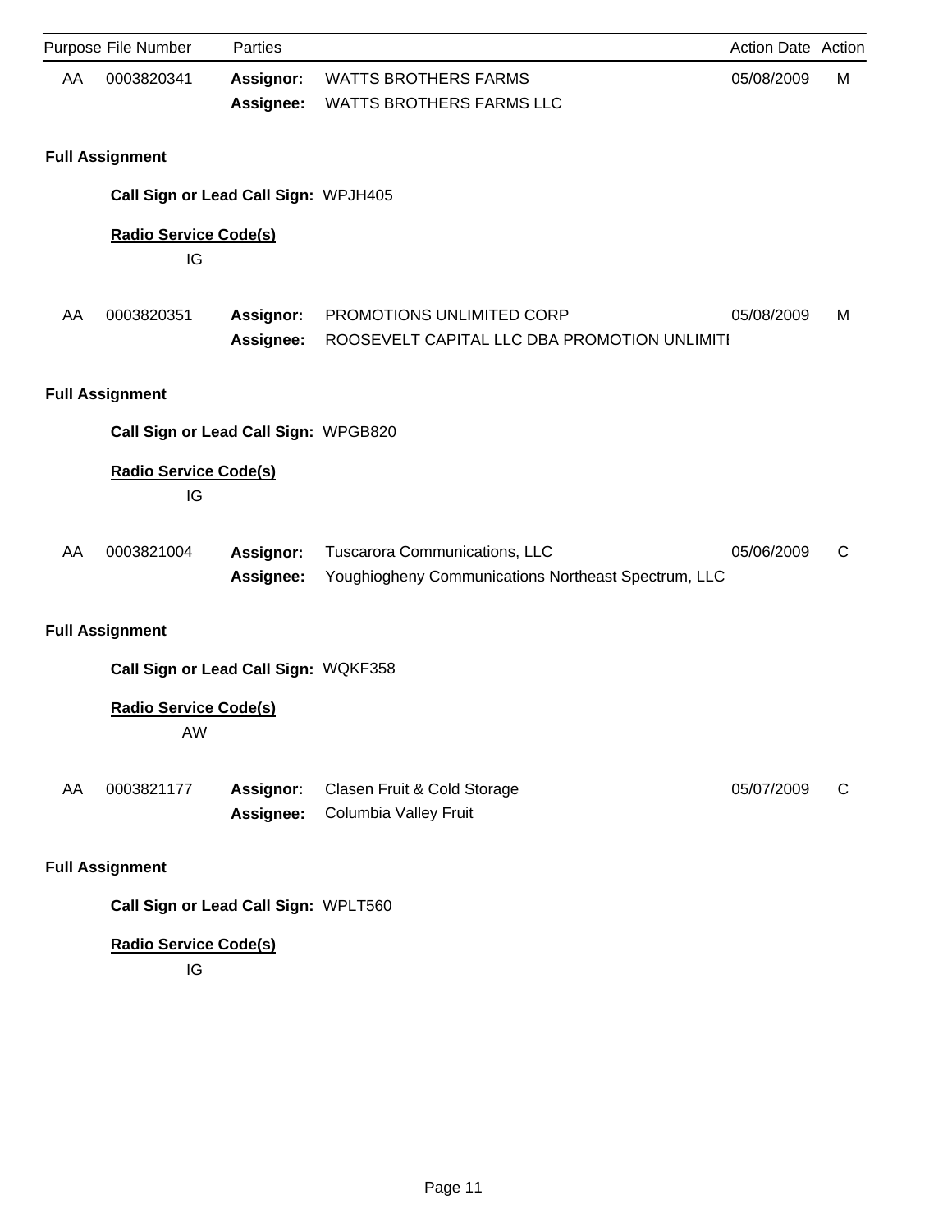| Purpose | File Number | Parties | | Action Date | Action |
|---|---|---|---|---|---|
| AA | 0003820341 | **Assignor:** | WATTS BROTHERS FARMS | 05/08/2009 | M |
| | | **Assignee:** | WATTS BROTHERS FARMS LLC | | |

**Full Assignment**

**Call Sign or Lead Call Sign:** WPJH405

**Radio Service Code(s)**

IG

| | | | | | |
|---|---|---|---|---|---|
| AA | 0003820351 | **Assignor:** | PROMOTIONS UNLIMITED CORP | 05/08/2009 | M |
| | | **Assignee:** | ROOSEVELT CAPITAL LLC DBA PROMOTION UNLIMITI | | |

**Full Assignment**

**Call Sign or Lead Call Sign:** WPGB820

**Radio Service Code(s)**

IG

| | | | | | |
|---|---|---|---|---|---|
| AA | 0003821004 | **Assignor:** | Tuscarora Communications, LLC | 05/06/2009 | C |
| | | **Assignee:** | Youghiogheny Communications Northeast Spectrum, LLC | | |

**Full Assignment**

**Call Sign or Lead Call Sign:** WQKF358

**Radio Service Code(s)**

AW

| | | | | | |
|---|---|---|---|---|---|
| AA | 0003821177 | **Assignor:** | Clasen Fruit & Cold Storage | 05/07/2009 | C |
| | | **Assignee:** | Columbia Valley Fruit | | |

**Full Assignment**

**Call Sign or Lead Call Sign:** WPLT560

**Radio Service Code(s)**

IG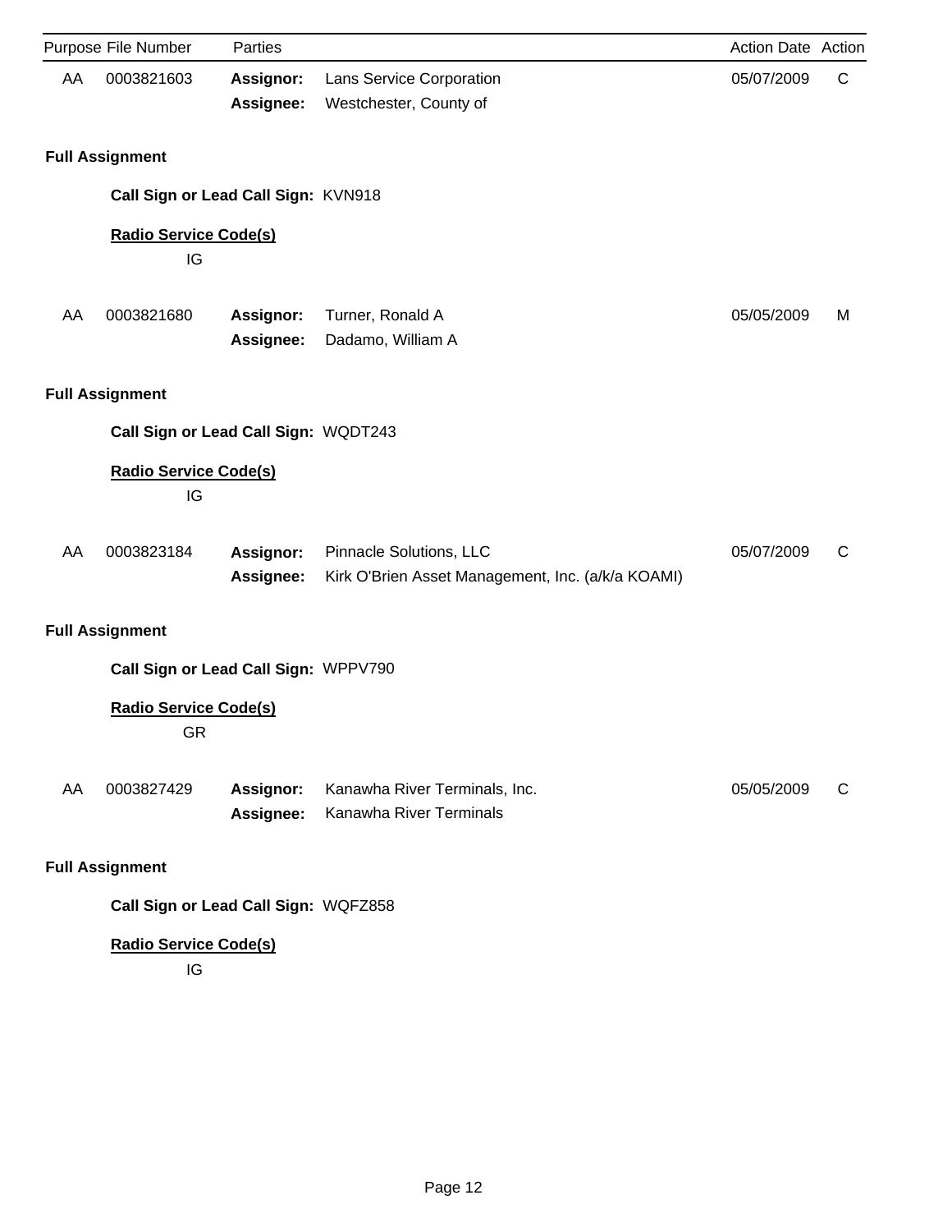| Purpose | File Number | Parties | | Action Date | Action |
|---|---|---|---|---|---|
| AA | 0003821603 | **Assignor:** | Lans Service Corporation | 05/07/2009 | C |
| | | **Assignee:** | Westchester, County of | | |

**Full Assignment**

**Call Sign or Lead Call Sign:** KVN918

**Radio Service Code(s)**

IG

| Purpose | File Number | Parties | | Action Date | Action |
|---|---|---|---|---|---|
| AA | 0003821680 | **Assignor:** | Turner, Ronald A | 05/05/2009 | M |
| | | **Assignee:** | Dadamo, William A | | |

**Full Assignment**

**Call Sign or Lead Call Sign:** WQDT243

**Radio Service Code(s)**

IG

| Purpose | File Number | Parties | | Action Date | Action |
|---|---|---|---|---|---|
| AA | 0003823184 | **Assignor:** | Pinnacle Solutions, LLC | 05/07/2009 | C |
| | | **Assignee:** | Kirk O'Brien Asset Management, Inc. (a/k/a KOAMI) | | |

**Full Assignment**

**Call Sign or Lead Call Sign:** WPPV790

**Radio Service Code(s)**

GR

| Purpose | File Number | Parties | | Action Date | Action |
|---|---|---|---|---|---|
| AA | 0003827429 | **Assignor:** | Kanawha River Terminals, Inc. | 05/05/2009 | C |
| | | **Assignee:** | Kanawha River Terminals | | |

**Full Assignment**

**Call Sign or Lead Call Sign:** WQFZ858

**Radio Service Code(s)**

IG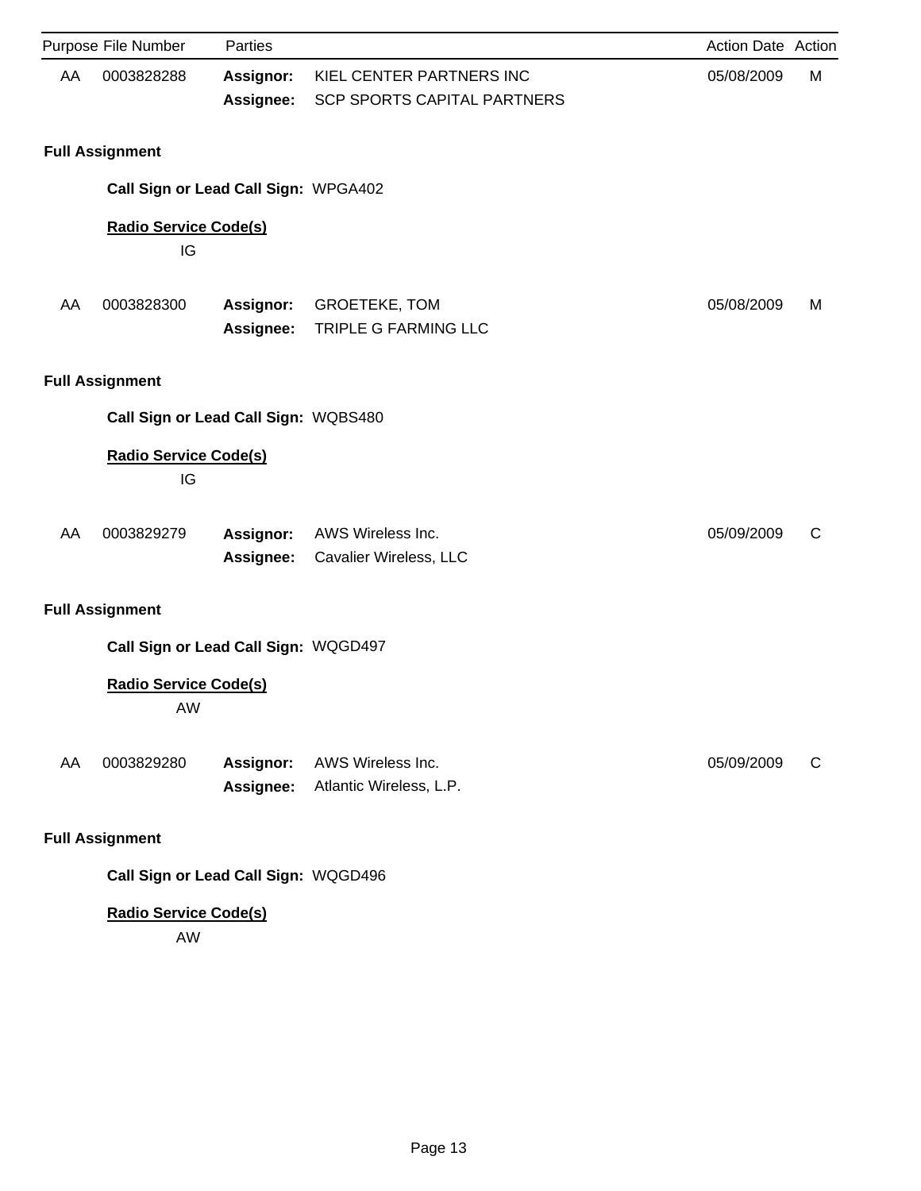| Purpose | File Number | Parties | | Action Date | Action |
|---|---|---|---|---|---|
| AA | 0003828288 | **Assignor:** | KIEL CENTER PARTNERS INC | 05/08/2009 | M |
| | | **Assignee:** | SCP SPORTS CAPITAL PARTNERS | | |

**Full Assignment**

**Call Sign or Lead Call Sign:** WPGA402

**Radio Service Code(s)**

IG

| | | | | | |
|---|---|---|---|---|---|
| AA | 0003828300 | **Assignor:** | GROETEKE, TOM | 05/08/2009 | M |
| | | **Assignee:** | TRIPLE G FARMING LLC | | |

**Full Assignment**

**Call Sign or Lead Call Sign:** WQBS480

**Radio Service Code(s)**

IG

| | | | | | |
|---|---|---|---|---|---|
| AA | 0003829279 | **Assignor:** | AWS Wireless Inc. | 05/09/2009 | C |
| | | **Assignee:** | Cavalier Wireless, LLC | | |

**Full Assignment**

**Call Sign or Lead Call Sign:** WQGD497

**Radio Service Code(s)**

AW

| | | | | | |
|---|---|---|---|---|---|
| AA | 0003829280 | **Assignor:** | AWS Wireless Inc. | 05/09/2009 | C |
| | | **Assignee:** | Atlantic Wireless, L.P. | | |

**Full Assignment**

**Call Sign or Lead Call Sign:** WQGD496

**Radio Service Code(s)**

AW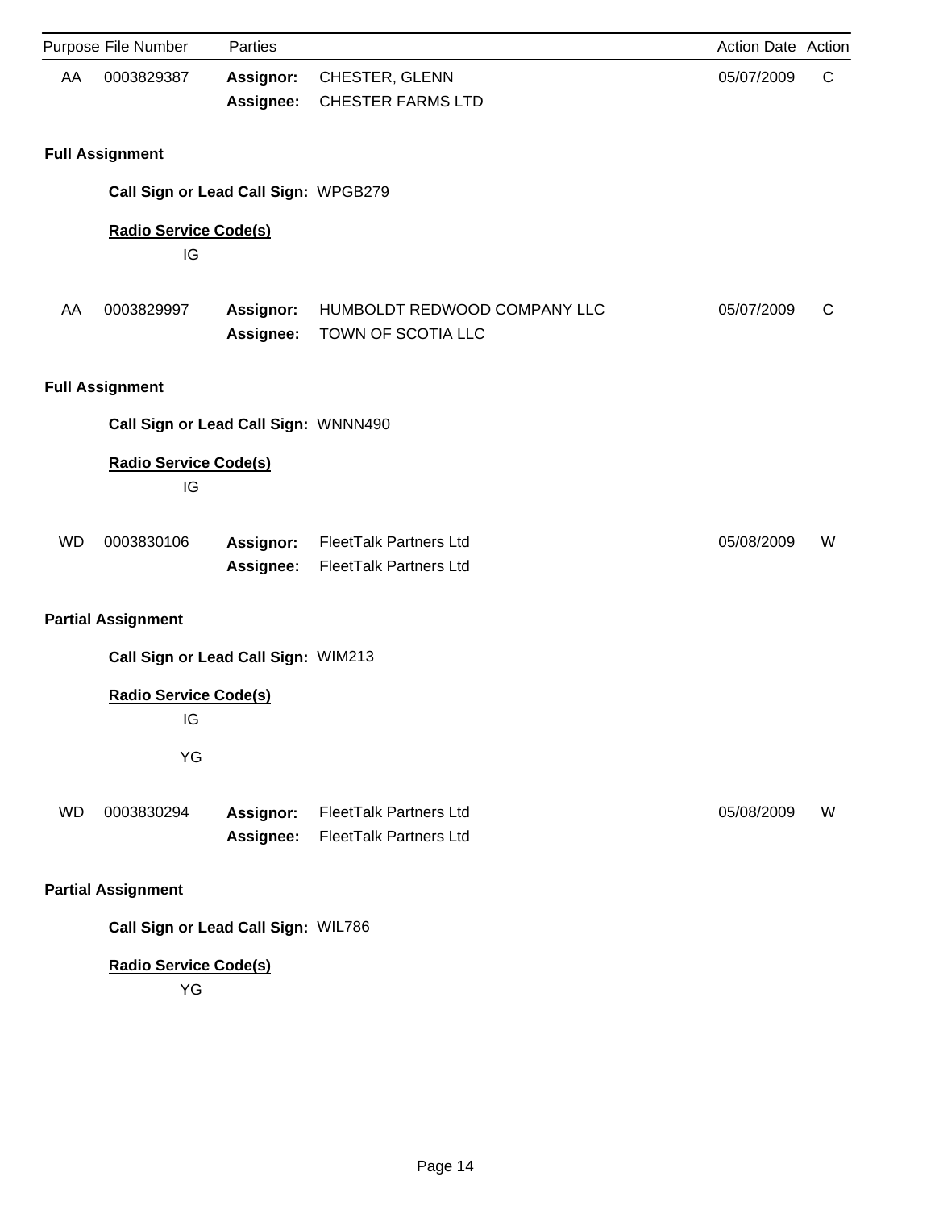| Purpose | File Number | Parties | | Action Date | Action |
|---|---|---|---|---|---|
| AA | 0003829387 | **Assignor:** | CHESTER, GLENN | 05/07/2009 | C |
| | | **Assignee:** | CHESTER FARMS LTD | | |

**Full Assignment**

**Call Sign or Lead Call Sign:** WPGB279

**Radio Service Code(s)**

IG

| | | | | | |
|---|---|---|---|---|---|
| AA | 0003829997 | **Assignor:** | HUMBOLDT REDWOOD COMPANY LLC | 05/07/2009 | C |
| | | **Assignee:** | TOWN OF SCOTIA LLC | | |

**Full Assignment**

**Call Sign or Lead Call Sign:** WNNN490

**Radio Service Code(s)**

IG

| | | | | | |
|---|---|---|---|---|---|
| WD | 0003830106 | **Assignor:** | FleetTalk Partners Ltd | 05/08/2009 | W |
| | | **Assignee:** | FleetTalk Partners Ltd | | |

**Partial Assignment**

**Call Sign or Lead Call Sign:** WIM213

**Radio Service Code(s)**

IG

YG

| | | | | | |
|---|---|---|---|---|---|
| WD | 0003830294 | **Assignor:** | FleetTalk Partners Ltd | 05/08/2009 | W |
| | | **Assignee:** | FleetTalk Partners Ltd | | |

**Partial Assignment**

**Call Sign or Lead Call Sign:** WIL786

**Radio Service Code(s)**

YG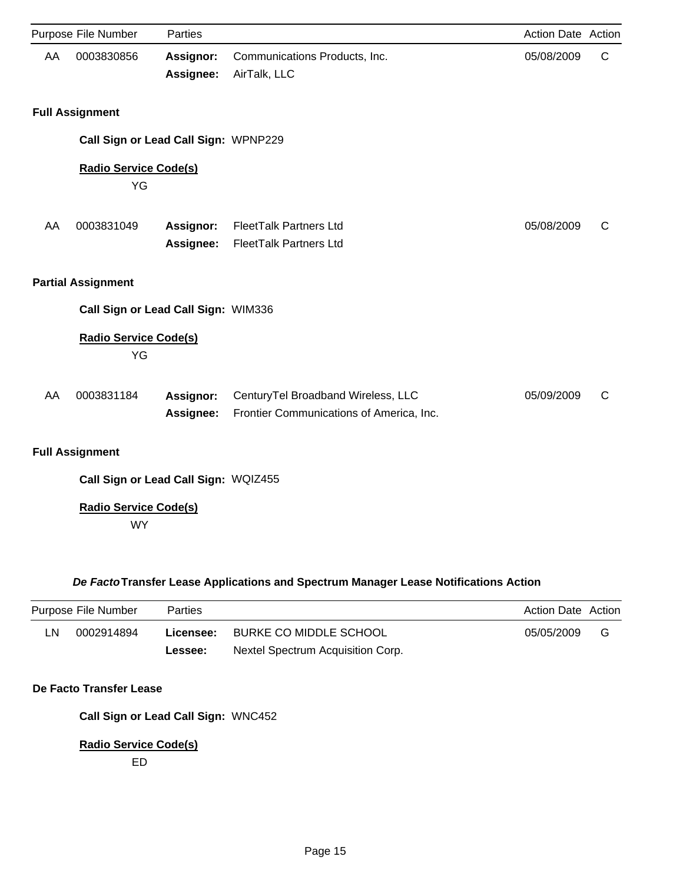| Purpose | File Number | Parties | | Action Date | Action |
|---|---|---|---|---|---|
| AA | 0003830856 | **Assignor:** | Communications Products, Inc. | 05/08/2009 | C |
| | | **Assignee:** | AirTalk, LLC | | |

**Full Assignment**

**Call Sign or Lead Call Sign:** WPNP229

**Radio Service Code(s)**

YG

| Purpose | File Number | Parties | | Action Date | Action |
|---|---|---|---|---|---|
| AA | 0003831049 | **Assignor:** | FleetTalk Partners Ltd | 05/08/2009 | C |
| | | **Assignee:** | FleetTalk Partners Ltd | | |

**Partial Assignment**

**Call Sign or Lead Call Sign:** WIM336

**Radio Service Code(s)**

YG

| Purpose | File Number | Parties | | Action Date | Action |
|---|---|---|---|---|---|
| AA | 0003831184 | **Assignor:** | CenturyTel Broadband Wireless, LLC | 05/09/2009 | C |
| | | **Assignee:** | Frontier Communications of America, Inc. | | |

**Full Assignment**

**Call Sign or Lead Call Sign:** WQIZ455

**Radio Service Code(s)**

WY

### ***De Facto*** **Transfer Lease Applications and Spectrum Manager Lease Notifications Action**

| Purpose | File Number | Parties | | Action Date | Action |
|---|---|---|---|---|---|
| LN | 0002914894 | **Licensee:** | BURKE CO MIDDLE SCHOOL | 05/05/2009 | G |
| | | **Lessee:** | Nextel Spectrum Acquisition Corp. | | |

**De Facto Transfer Lease**

**Call Sign or Lead Call Sign:** WNC452

**Radio Service Code(s)**

ED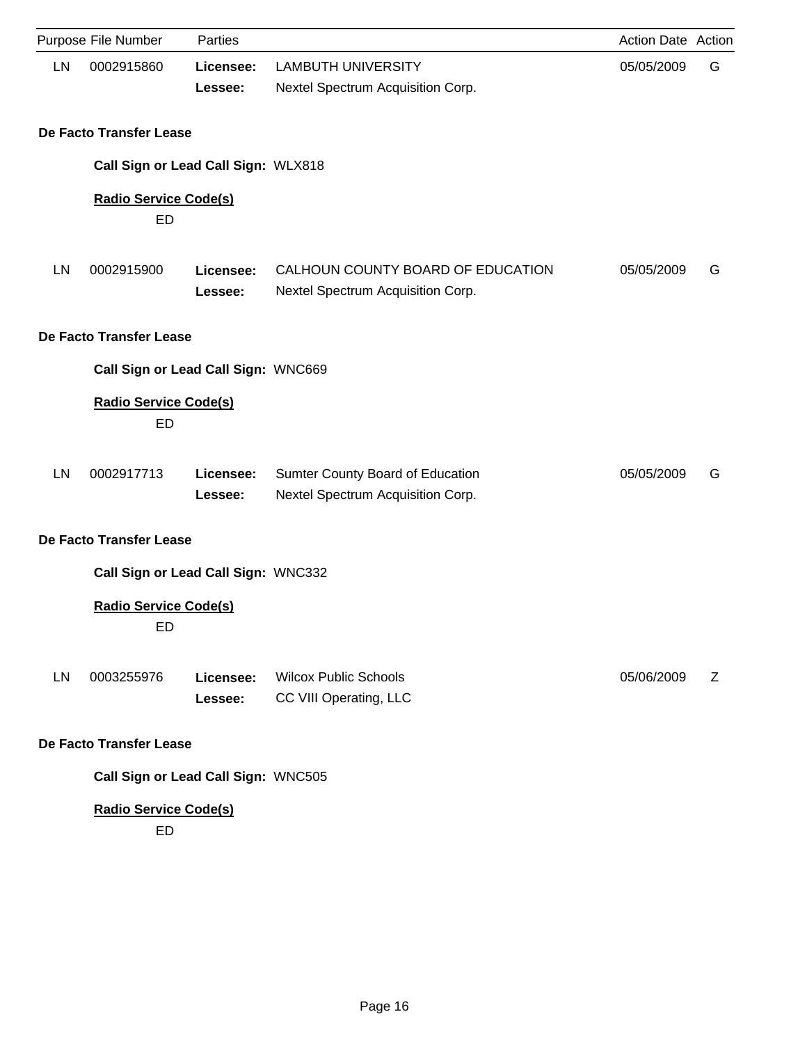| Purpose | File Number | Parties | | Action Date | Action |
|---|---|---|---|---|---|
| LN | 0002915860 | **Licensee:** | LAMBUTH UNIVERSITY | 05/05/2009 | G |
| | | **Lessee:** | Nextel Spectrum Acquisition Corp. | | |

**De Facto Transfer Lease**

**Call Sign or Lead Call Sign:** WLX818

**Radio Service Code(s)**

ED

| | | | | | |
|---|---|---|---|---|---|
| LN | 0002915900 | **Licensee:** | CALHOUN COUNTY BOARD OF EDUCATION | 05/05/2009 | G |
| | | **Lessee:** | Nextel Spectrum Acquisition Corp. | | |

**De Facto Transfer Lease**

**Call Sign or Lead Call Sign:** WNC669

**Radio Service Code(s)**

ED

| | | | | | |
|---|---|---|---|---|---|
| LN | 0002917713 | **Licensee:** | Sumter County Board of Education | 05/05/2009 | G |
| | | **Lessee:** | Nextel Spectrum Acquisition Corp. | | |

**De Facto Transfer Lease**

**Call Sign or Lead Call Sign:** WNC332

**Radio Service Code(s)**

ED

| | | | | | |
|---|---|---|---|---|---|
| LN | 0003255976 | **Licensee:** | Wilcox Public Schools | 05/06/2009 | Z |
| | | **Lessee:** | CC VIII Operating, LLC | | |

**De Facto Transfer Lease**

**Call Sign or Lead Call Sign:** WNC505

**Radio Service Code(s)**

ED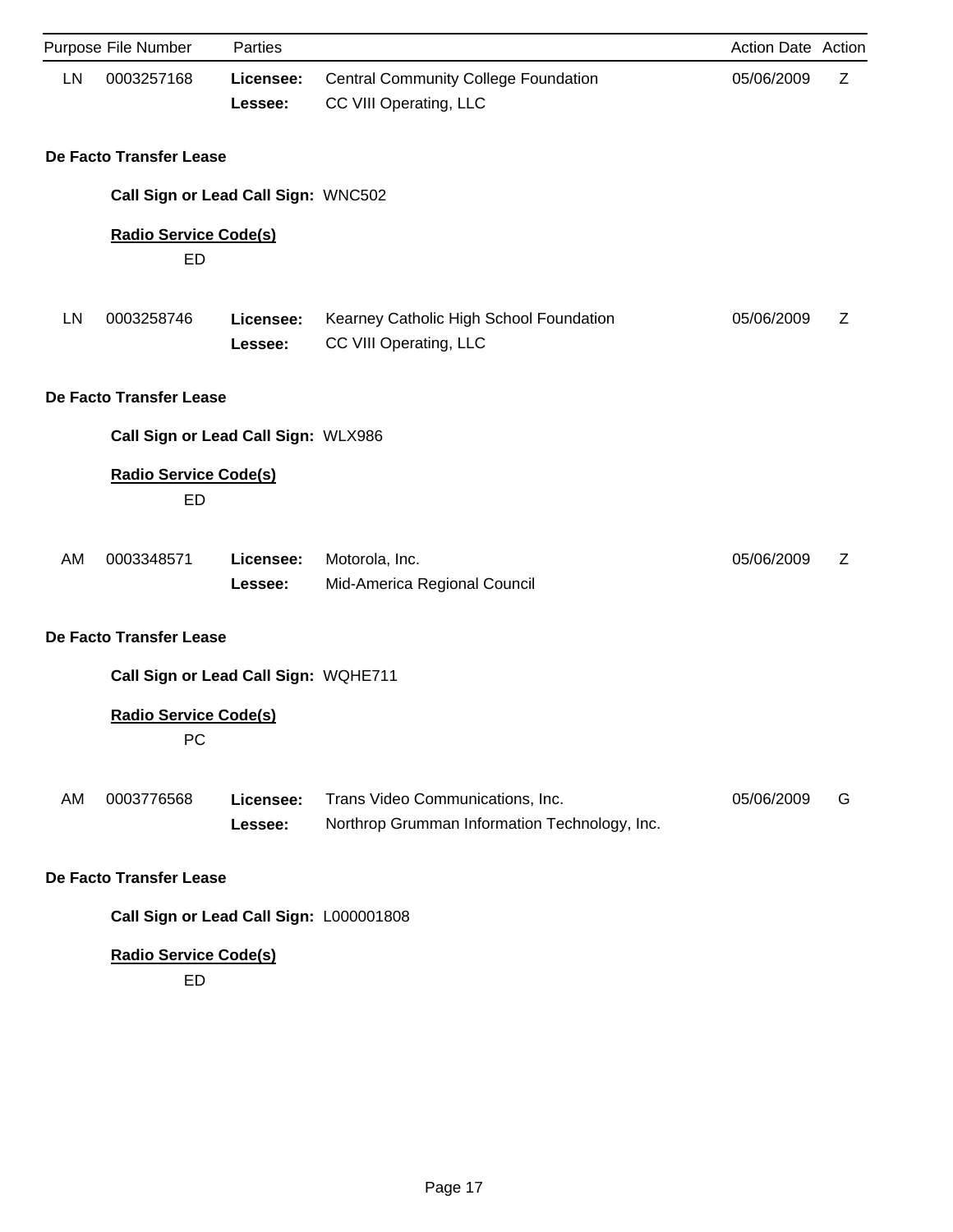| Purpose | File Number | Parties | | Action Date | Action |
|---|---|---|---|---|---|
| LN | 0003257168 | **Licensee:** | Central Community College Foundation | 05/06/2009 | Z |
| | | **Lessee:** | CC VIII Operating, LLC | | |

**De Facto Transfer Lease**

**Call Sign or Lead Call Sign:** WNC502

**Radio Service Code(s)**

ED

| Purpose | File Number | Parties | | Action Date | Action |
|---|---|---|---|---|---|
| LN | 0003258746 | **Licensee:** | Kearney Catholic High School Foundation | 05/06/2009 | Z |
| | | **Lessee:** | CC VIII Operating, LLC | | |

**De Facto Transfer Lease**

**Call Sign or Lead Call Sign:** WLX986

**Radio Service Code(s)**

ED

| Purpose | File Number | Parties | | Action Date | Action |
|---|---|---|---|---|---|
| AM | 0003348571 | **Licensee:** | Motorola, Inc. | 05/06/2009 | Z |
| | | **Lessee:** | Mid-America Regional Council | | |

**De Facto Transfer Lease**

**Call Sign or Lead Call Sign:** WQHE711

**Radio Service Code(s)**

PC

| Purpose | File Number | Parties | | Action Date | Action |
|---|---|---|---|---|---|
| AM | 0003776568 | **Licensee:** | Trans Video Communications, Inc. | 05/06/2009 | G |
| | | **Lessee:** | Northrop Grumman Information Technology, Inc. | | |

**De Facto Transfer Lease**

**Call Sign or Lead Call Sign:** L000001808

**Radio Service Code(s)**

ED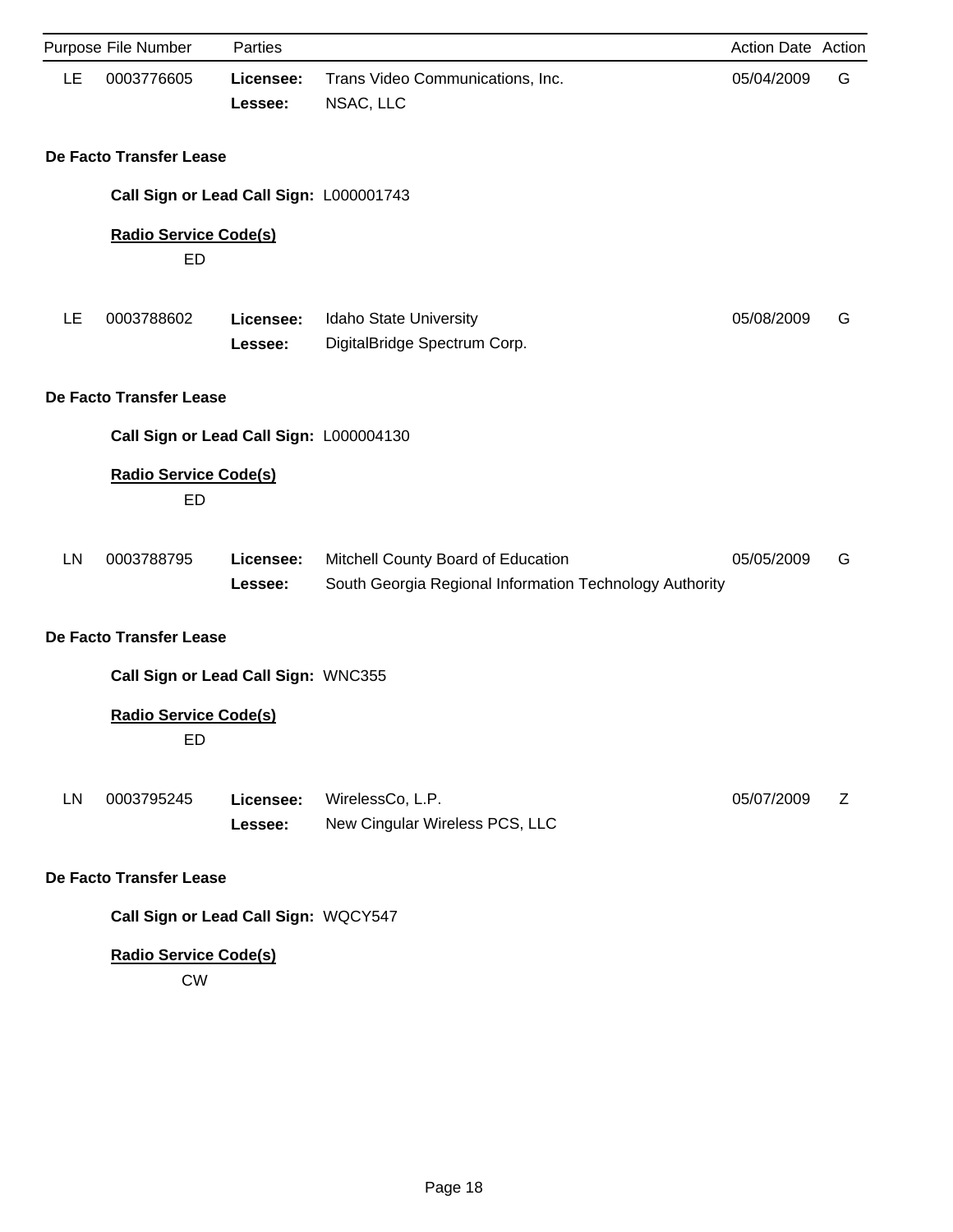| Purpose | File Number | Parties | | Action Date | Action |
|---|---|---|---|---|---|
| LE | 0003776605 | **Licensee:** | Trans Video Communications, Inc. | 05/04/2009 | G |
| | | **Lessee:** | NSAC, LLC | | |

**De Facto Transfer Lease**

**Call Sign or Lead Call Sign:** L000001743

**Radio Service Code(s)**

ED

| Purpose | File Number | Parties | | Action Date | Action |
|---|---|---|---|---|---|
| LE | 0003788602 | **Licensee:** | Idaho State University | 05/08/2009 | G |
| | | **Lessee:** | DigitalBridge Spectrum Corp. | | |

**De Facto Transfer Lease**

**Call Sign or Lead Call Sign:** L000004130

**Radio Service Code(s)**

ED

| Purpose | File Number | Parties | | Action Date | Action |
|---|---|---|---|---|---|
| LN | 0003788795 | **Licensee:** | Mitchell County Board of Education | 05/05/2009 | G |
| | | **Lessee:** | South Georgia Regional Information Technology Authority | | |

**De Facto Transfer Lease**

**Call Sign or Lead Call Sign:** WNC355

**Radio Service Code(s)**

ED

| Purpose | File Number | Parties | | Action Date | Action |
|---|---|---|---|---|---|
| LN | 0003795245 | **Licensee:** | WirelessCo, L.P. | 05/07/2009 | Z |
| | | **Lessee:** | New Cingular Wireless PCS, LLC | | |

**De Facto Transfer Lease**

**Call Sign or Lead Call Sign:** WQCY547

**Radio Service Code(s)**

CW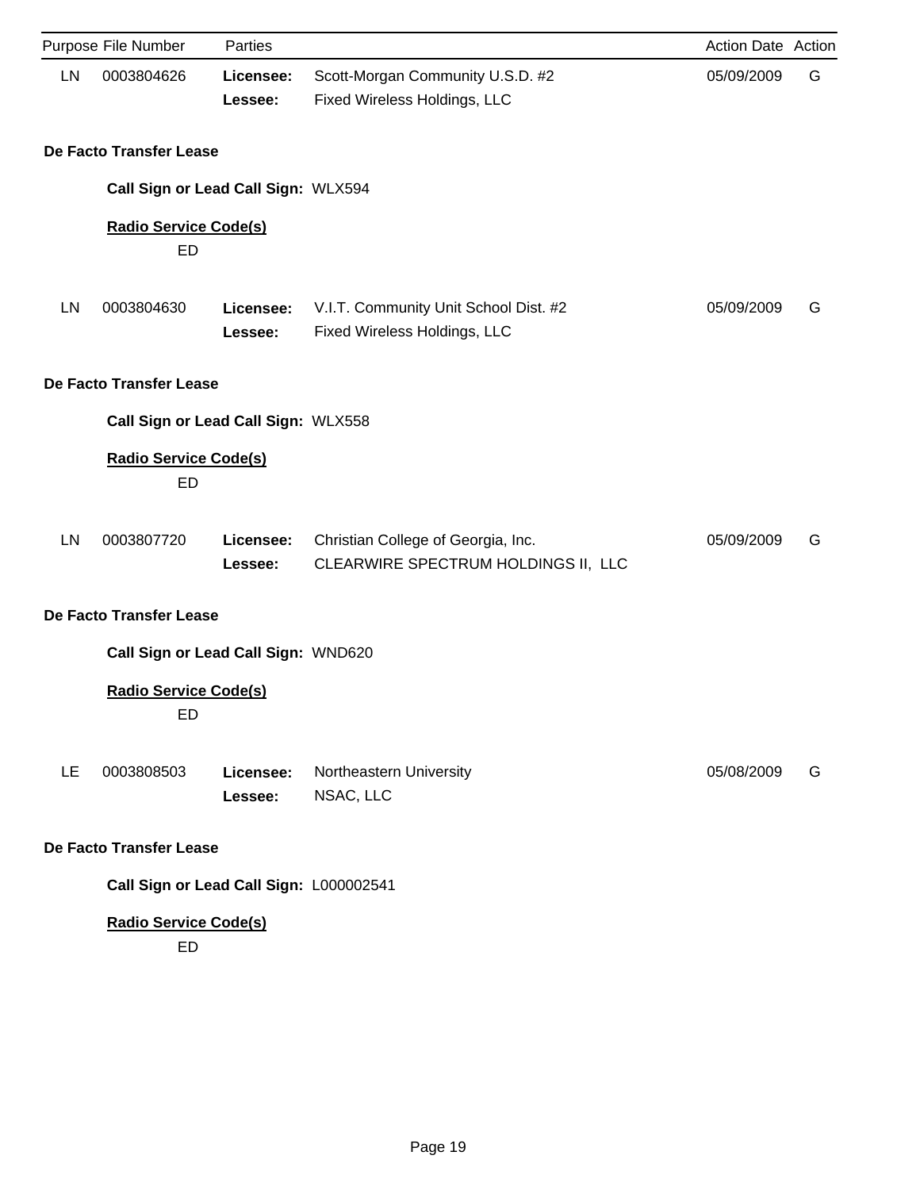| Purpose | File Number | Parties | | Action Date | Action |
|---|---|---|---|---|---|
| LN | 0003804626 | **Licensee:** | Scott-Morgan Community U.S.D. #2 | 05/09/2009 | G |
| | | **Lessee:** | Fixed Wireless Holdings, LLC | | |

**De Facto Transfer Lease**

**Call Sign or Lead Call Sign:** WLX594

**Radio Service Code(s)**

ED

| Purpose | File Number | Parties | | Action Date | Action |
|---|---|---|---|---|---|
| LN | 0003804630 | **Licensee:** | V.I.T. Community Unit School Dist. #2 | 05/09/2009 | G |
| | | **Lessee:** | Fixed Wireless Holdings, LLC | | |

**De Facto Transfer Lease**

**Call Sign or Lead Call Sign:** WLX558

**Radio Service Code(s)**

ED

| Purpose | File Number | Parties | | Action Date | Action |
|---|---|---|---|---|---|
| LN | 0003807720 | **Licensee:** | Christian College of Georgia, Inc. | 05/09/2009 | G |
| | | **Lessee:** | CLEARWIRE SPECTRUM HOLDINGS II, LLC | | |

**De Facto Transfer Lease**

**Call Sign or Lead Call Sign:** WND620

**Radio Service Code(s)**

ED

| Purpose | File Number | Parties | | Action Date | Action |
|---|---|---|---|---|---|
| LE | 0003808503 | **Licensee:** | Northeastern University | 05/08/2009 | G |
| | | **Lessee:** | NSAC, LLC | | |

**De Facto Transfer Lease**

**Call Sign or Lead Call Sign:** L000002541

**Radio Service Code(s)**

ED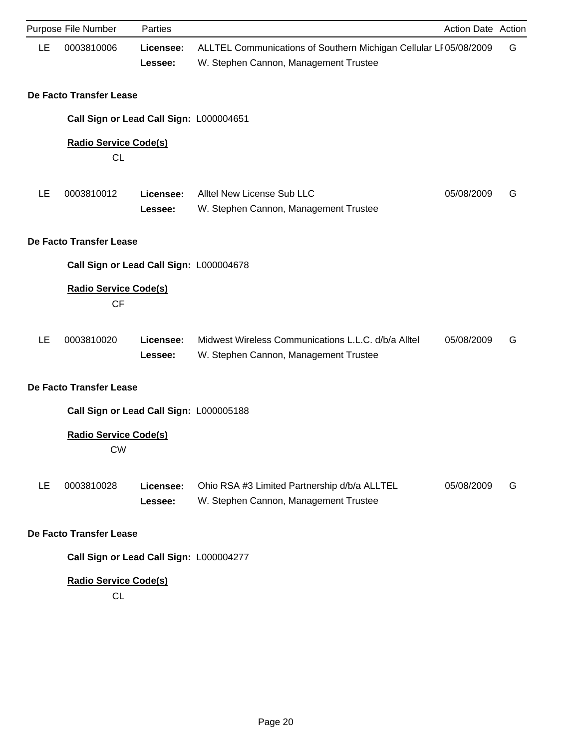| Purpose | File Number | Parties | | Action Date | Action |
|---|---|---|---|---|---|
| LE | 0003810006 | **Licensee:** | ALLTEL Communications of Southern Michigan Cellular LF | 05/08/2009 | G |
| | | **Lessee:** | W. Stephen Cannon, Management Trustee | | |

**De Facto Transfer Lease**

**Call Sign or Lead Call Sign:** L000004651

**Radio Service Code(s)**

CL

| | | | | | |
|---|---|---|---|---|---|
| LE | 0003810012 | **Licensee:** | Alltel New License Sub LLC | 05/08/2009 | G |
| | | **Lessee:** | W. Stephen Cannon, Management Trustee | | |

**De Facto Transfer Lease**

**Call Sign or Lead Call Sign:** L000004678

**Radio Service Code(s)**

CF

| | | | | | |
|---|---|---|---|---|---|
| LE | 0003810020 | **Licensee:** | Midwest Wireless Communications L.L.C. d/b/a Alltel | 05/08/2009 | G |
| | | **Lessee:** | W. Stephen Cannon, Management Trustee | | |

**De Facto Transfer Lease**

**Call Sign or Lead Call Sign:** L000005188

**Radio Service Code(s)**

CW

| | | | | | |
|---|---|---|---|---|---|
| LE | 0003810028 | **Licensee:** | Ohio RSA #3 Limited Partnership d/b/a ALLTEL | 05/08/2009 | G |
| | | **Lessee:** | W. Stephen Cannon, Management Trustee | | |

**De Facto Transfer Lease**

**Call Sign or Lead Call Sign:** L000004277

**Radio Service Code(s)**

CL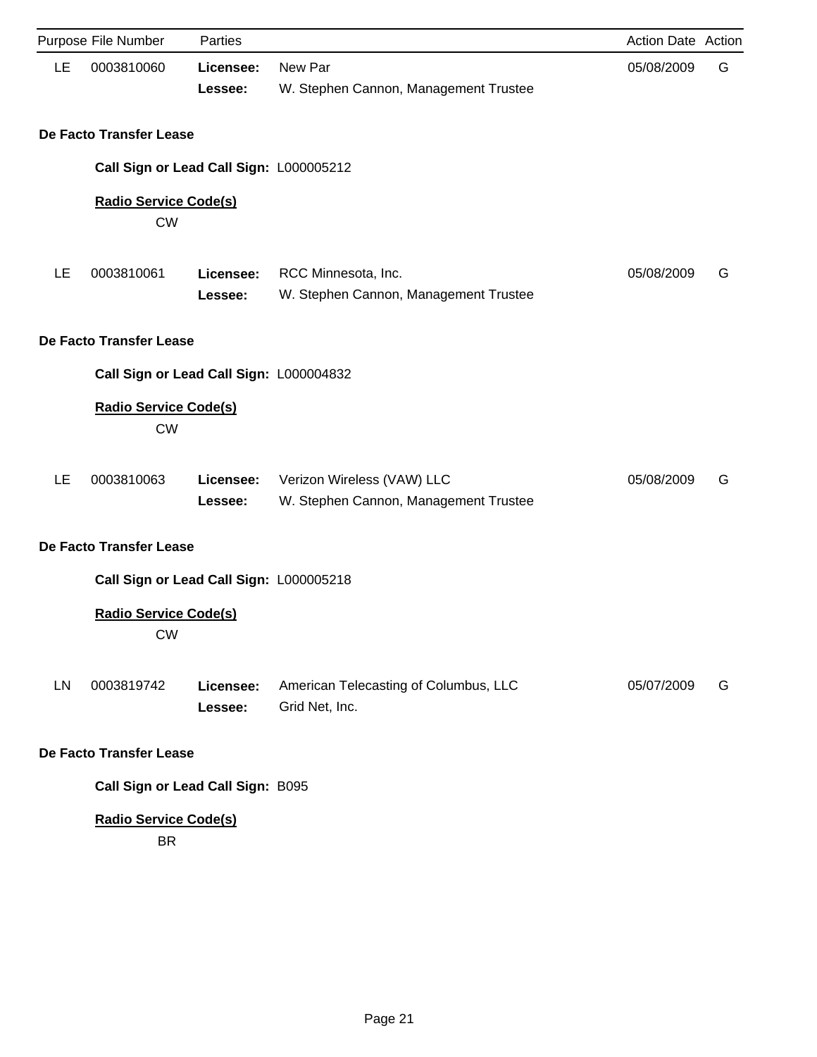| Purpose | File Number | Parties | | Action Date | Action |
|---|---|---|---|---|---|
| LE | 0003810060 | **Licensee:** | New Par | 05/08/2009 | G |
| | | **Lessee:** | W. Stephen Cannon, Management Trustee | | |

**De Facto Transfer Lease**

**Call Sign or Lead Call Sign:** L000005212

**Radio Service Code(s)**

CW

| Purpose | File Number | Parties | | Action Date | Action |
|---|---|---|---|---|---|
| LE | 0003810061 | **Licensee:** | RCC Minnesota, Inc. | 05/08/2009 | G |
| | | **Lessee:** | W. Stephen Cannon, Management Trustee | | |

**De Facto Transfer Lease**

**Call Sign or Lead Call Sign:** L000004832

**Radio Service Code(s)**

CW

| Purpose | File Number | Parties | | Action Date | Action |
|---|---|---|---|---|---|
| LE | 0003810063 | **Licensee:** | Verizon Wireless (VAW) LLC | 05/08/2009 | G |
| | | **Lessee:** | W. Stephen Cannon, Management Trustee | | |

**De Facto Transfer Lease**

**Call Sign or Lead Call Sign:** L000005218

**Radio Service Code(s)**

CW

| Purpose | File Number | Parties | | Action Date | Action |
|---|---|---|---|---|---|
| LN | 0003819742 | **Licensee:** | American Telecasting of Columbus, LLC | 05/07/2009 | G |
| | | **Lessee:** | Grid Net, Inc. | | |

**De Facto Transfer Lease**

**Call Sign or Lead Call Sign:** B095

**Radio Service Code(s)**

BR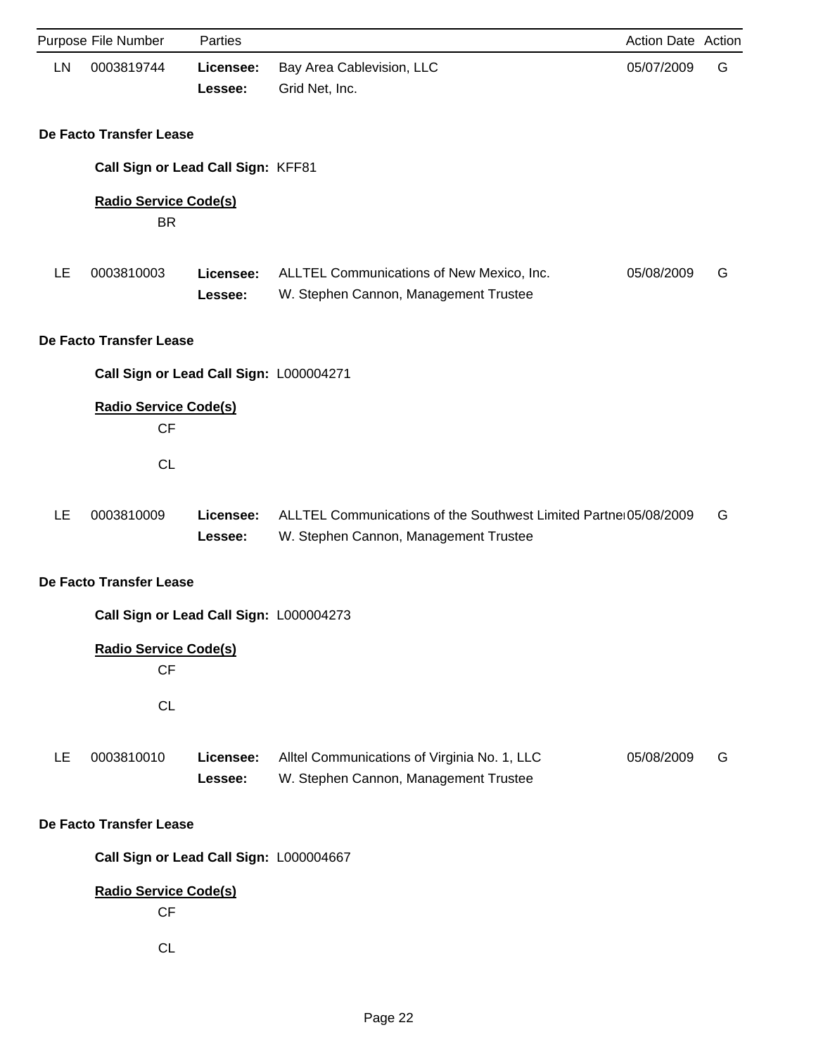| Purpose | File Number | Parties | | Action Date | Action |
|---|---|---|---|---|---|
| LN | 0003819744 | **Licensee:** | Bay Area Cablevision, LLC | 05/07/2009 | G |
| | | **Lessee:** | Grid Net, Inc. | | |

**De Facto Transfer Lease**

**Call Sign or Lead Call Sign:** KFF81

**Radio Service Code(s)**

BR

| | | | | | |
|---|---|---|---|---|---|
| LE | 0003810003 | **Licensee:** | ALLTEL Communications of New Mexico, Inc. | 05/08/2009 | G |
| | | **Lessee:** | W. Stephen Cannon, Management Trustee | | |

**De Facto Transfer Lease**

**Call Sign or Lead Call Sign:** L000004271

**Radio Service Code(s)**

CF

CL

| | | | | | |
|---|---|---|---|---|---|
| LE | 0003810009 | **Licensee:** | ALLTEL Communications of the Southwest Limited Partne | 05/08/2009 | G |
| | | **Lessee:** | W. Stephen Cannon, Management Trustee | | |

**De Facto Transfer Lease**

**Call Sign or Lead Call Sign:** L000004273

**Radio Service Code(s)**

CF

CL

| | | | | | |
|---|---|---|---|---|---|
| LE | 0003810010 | **Licensee:** | Alltel Communications of Virginia No. 1, LLC | 05/08/2009 | G |
| | | **Lessee:** | W. Stephen Cannon, Management Trustee | | |

**De Facto Transfer Lease**

**Call Sign or Lead Call Sign:** L000004667

**Radio Service Code(s)**

CF

CL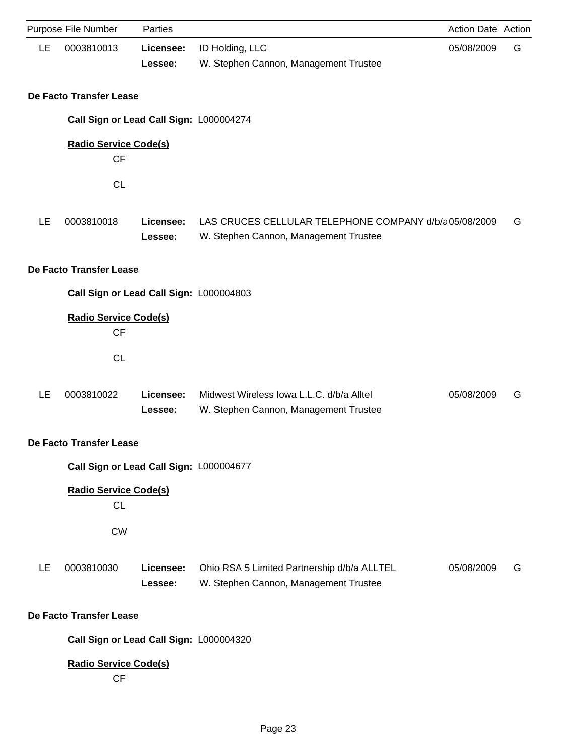| Purpose | File Number | Parties | | Action Date | Action |
|---|---|---|---|---|---|
| LE | 0003810013 | **Licensee:** | ID Holding, LLC | 05/08/2009 | G |
| | | **Lessee:** | W. Stephen Cannon, Management Trustee | | |

**De Facto Transfer Lease**

**Call Sign or Lead Call Sign:** L000004274

**Radio Service Code(s)**

CF

CL

| | | | | | |
|---|---|---|---|---|---|
| LE | 0003810018 | **Licensee:** | LAS CRUCES CELLULAR TELEPHONE COMPANY d/b/a | 05/08/2009 | G |
| | | **Lessee:** | W. Stephen Cannon, Management Trustee | | |

**De Facto Transfer Lease**

**Call Sign or Lead Call Sign:** L000004803

**Radio Service Code(s)**

CF

CL

| | | | | | |
|---|---|---|---|---|---|
| LE | 0003810022 | **Licensee:** | Midwest Wireless Iowa L.L.C. d/b/a Alltel | 05/08/2009 | G |
| | | **Lessee:** | W. Stephen Cannon, Management Trustee | | |

**De Facto Transfer Lease**

**Call Sign or Lead Call Sign:** L000004677

**Radio Service Code(s)**

CL

CW

| | | | | | |
|---|---|---|---|---|---|
| LE | 0003810030 | **Licensee:** | Ohio RSA 5 Limited Partnership d/b/a ALLTEL | 05/08/2009 | G |
| | | **Lessee:** | W. Stephen Cannon, Management Trustee | | |

**De Facto Transfer Lease**

**Call Sign or Lead Call Sign:** L000004320

**Radio Service Code(s)**

CF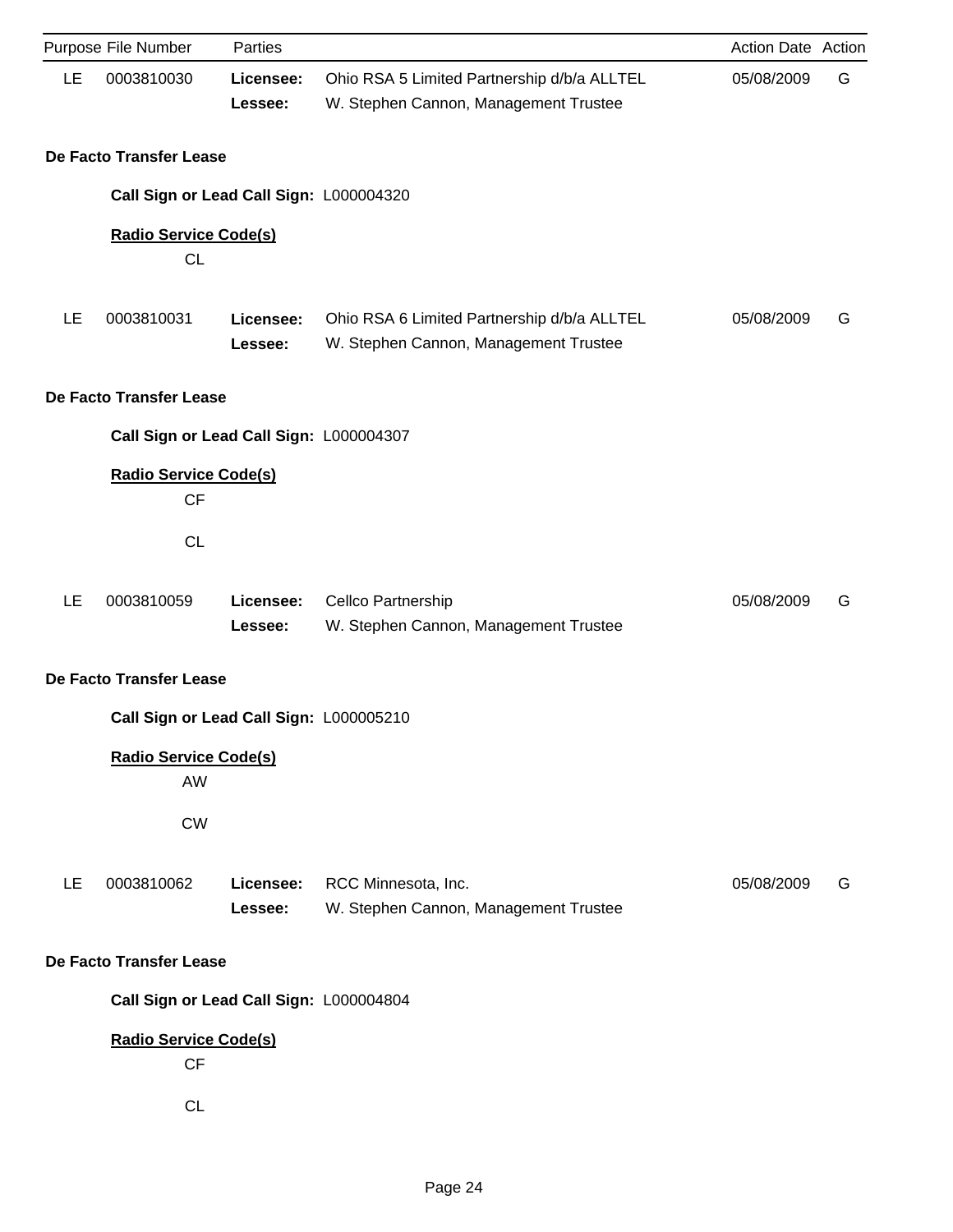| Purpose | File Number | Parties | | Action Date | Action |
|---|---|---|---|---|---|
| LE | 0003810030 | **Licensee:** | Ohio RSA 5 Limited Partnership d/b/a ALLTEL | 05/08/2009 | G |
| | | **Lessee:** | W. Stephen Cannon, Management Trustee | | |

**De Facto Transfer Lease**

**Call Sign or Lead Call Sign:** L000004320

**Radio Service Code(s)**

CL

| | | | | | |
|---|---|---|---|---|---|
| LE | 0003810031 | **Licensee:** | Ohio RSA 6 Limited Partnership d/b/a ALLTEL | 05/08/2009 | G |
| | | **Lessee:** | W. Stephen Cannon, Management Trustee | | |

**De Facto Transfer Lease**

**Call Sign or Lead Call Sign:** L000004307

**Radio Service Code(s)**

CF

CL

| | | | | | |
|---|---|---|---|---|---|
| LE | 0003810059 | **Licensee:** | Cellco Partnership | 05/08/2009 | G |
| | | **Lessee:** | W. Stephen Cannon, Management Trustee | | |

**De Facto Transfer Lease**

**Call Sign or Lead Call Sign:** L000005210

**Radio Service Code(s)**

AW

CW

| | | | | | |
|---|---|---|---|---|---|
| LE | 0003810062 | **Licensee:** | RCC Minnesota, Inc. | 05/08/2009 | G |
| | | **Lessee:** | W. Stephen Cannon, Management Trustee | | |

**De Facto Transfer Lease**

**Call Sign or Lead Call Sign:** L000004804

**Radio Service Code(s)**

CF

CL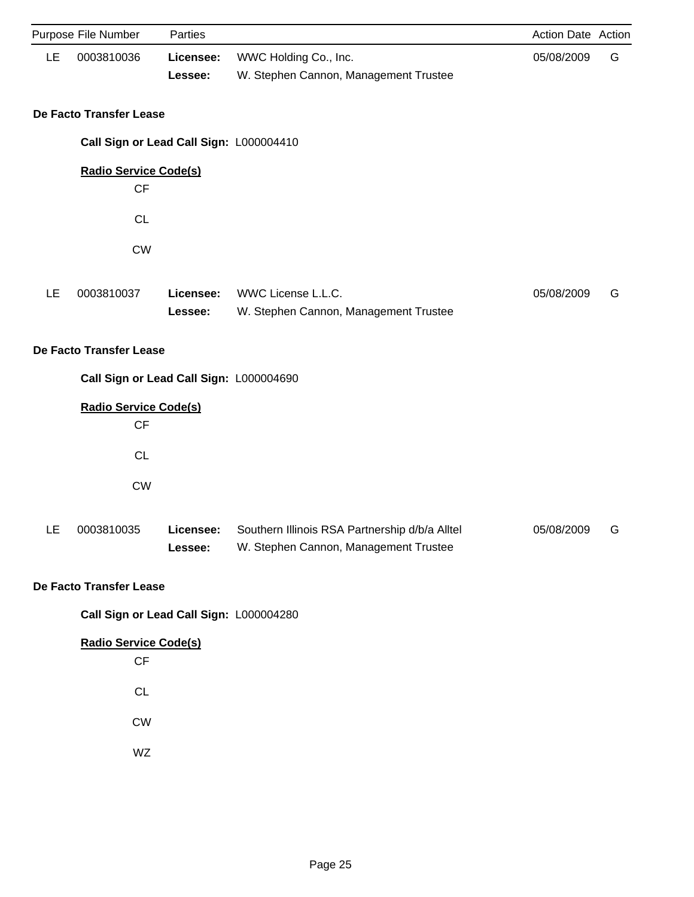| Purpose | File Number | Parties | | Action Date | Action |
|---|---|---|---|---|---|
| LE | 0003810036 | **Licensee:** | WWC Holding Co., Inc. | 05/08/2009 | G |
| | | **Lessee:** | W. Stephen Cannon, Management Trustee | | |

**De Facto Transfer Lease**

**Call Sign or Lead Call Sign:** L000004410

**Radio Service Code(s)**

CF

CL

CW

| | | | | | |
|---|---|---|---|---|---|
| LE | 0003810037 | **Licensee:** | WWC License L.L.C. | 05/08/2009 | G |
| | | **Lessee:** | W. Stephen Cannon, Management Trustee | | |

**De Facto Transfer Lease**

**Call Sign or Lead Call Sign:** L000004690

**Radio Service Code(s)**

CF

CL

CW

| | | | | | |
|---|---|---|---|---|---|
| LE | 0003810035 | **Licensee:** | Southern Illinois RSA Partnership d/b/a Alltel | 05/08/2009 | G |
| | | **Lessee:** | W. Stephen Cannon, Management Trustee | | |

**De Facto Transfer Lease**

**Call Sign or Lead Call Sign:** L000004280

**Radio Service Code(s)**

CF

CL

CW

WZ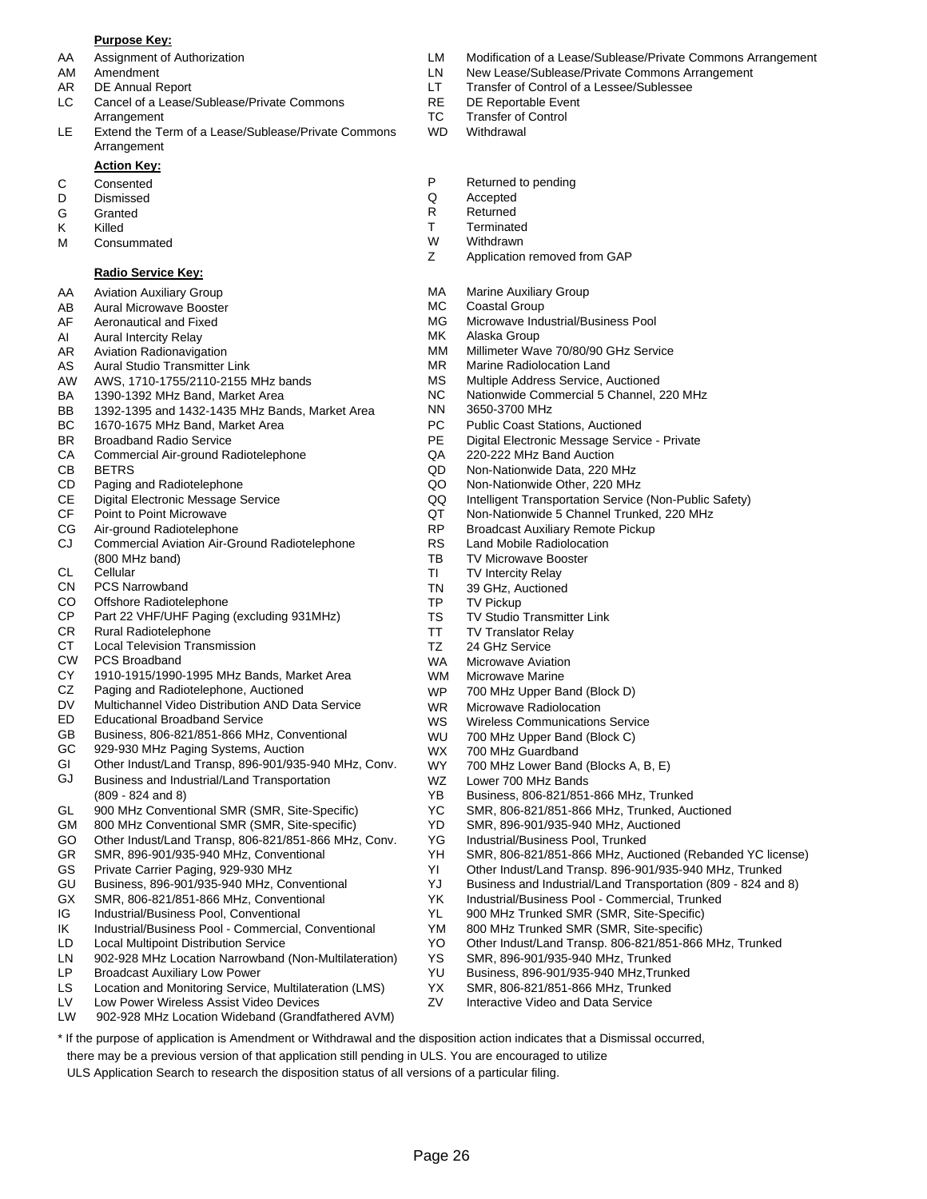**Purpose Key:**

| | |
|---|---|
| AA | Assignment of Authorization |
| AM | Amendment |
| AR | DE Annual Report |
| LC | Cancel of a Lease/Sublease/Private Commons Arrangement |
| LE | Extend the Term of a Lease/Sublease/Private Commons Arrangement |
| LM | Modification of a Lease/Sublease/Private Commons Arrangement |
| LN | New Lease/Sublease/Private Commons Arrangement |
| LT | Transfer of Control of a Lessee/Sublessee |
| RE | DE Reportable Event |
| TC | Transfer of Control |
| WD | Withdrawal |

**Action Key:**

| | |
|---|---|
| C | Consented |
| D | Dismissed |
| G | Granted |
| K | Killed |
| M | Consummated |
| P | Returned to pending |
| Q | Accepted |
| R | Returned |
| T | Terminated |
| W | Withdrawn |
| Z | Application removed from GAP |

**Radio Service Key:**

| | |
|---|---|
| AA | Aviation Auxiliary Group |
| AB | Aural Microwave Booster |
| AF | Aeronautical and Fixed |
| AI | Aural Intercity Relay |
| AR | Aviation Radionavigation |
| AS | Aural Studio Transmitter Link |
| AW | AWS, 1710-1755/2110-2155 MHz bands |
| BA | 1390-1392 MHz Band, Market Area |
| BB | 1392-1395 and 1432-1435 MHz Bands, Market Area |
| BC | 1670-1675 MHz Band, Market Area |
| BR | Broadband Radio Service |
| CA | Commercial Air-ground Radiotelephone |
| CB | BETRS |
| CD | Paging and Radiotelephone |
| CE | Digital Electronic Message Service |
| CF | Point to Point Microwave |
| CG | Air-ground Radiotelephone |
| CJ | Commercial Aviation Air-Ground Radiotelephone (800 MHz band) |
| CL | Cellular |
| CN | PCS Narrowband |
| CO | Offshore Radiotelephone |
| CP | Part 22 VHF/UHF Paging (excluding 931MHz) |
| CR | Rural Radiotelephone |
| CT | Local Television Transmission |
| CW | PCS Broadband |
| CY | 1910-1915/1990-1995 MHz Bands, Market Area |
| CZ | Paging and Radiotelephone, Auctioned |
| DV | Multichannel Video Distribution AND Data Service |
| ED | Educational Broadband Service |
| GB | Business, 806-821/851-866 MHz, Conventional |
| GC | 929-930 MHz Paging Systems, Auction |
| GI | Other Indust/Land Transp, 896-901/935-940 MHz, Conv. |
| GJ | Business and Industrial/Land Transportation (809 - 824 and 8) |
| GL | 900 MHz Conventional SMR (SMR, Site-Specific) |
| GM | 800 MHz Conventional SMR (SMR, Site-specific) |
| GO | Other Indust/Land Transp, 806-821/851-866 MHz, Conv. |
| GR | SMR, 896-901/935-940 MHz, Conventional |
| GS | Private Carrier Paging, 929-930 MHz |
| GU | Business, 896-901/935-940 MHz, Conventional |
| GX | SMR, 806-821/851-866 MHz, Conventional |
| IG | Industrial/Business Pool, Conventional |
| IK | Industrial/Business Pool - Commercial, Conventional |
| LD | Local Multipoint Distribution Service |
| LN | 902-928 MHz Location Narrowband (Non-Multilateration) |
| LP | Broadcast Auxiliary Low Power |
| LS | Location and Monitoring Service, Multilateration (LMS) |
| LV | Low Power Wireless Assist Video Devices |
| LW | 902-928 MHz Location Wideband (Grandfathered AVM) |
| MA | Marine Auxiliary Group |
| MC | Coastal Group |
| MG | Microwave Industrial/Business Pool |
| MK | Alaska Group |
| MM | Millimeter Wave 70/80/90 GHz Service |
| MR | Marine Radiolocation Land |
| MS | Multiple Address Service, Auctioned |
| NC | Nationwide Commercial 5 Channel, 220 MHz |
| NN | 3650-3700 MHz |
| PC | Public Coast Stations, Auctioned |
| PE | Digital Electronic Message Service - Private |
| QA | 220-222 MHz Band Auction |
| QD | Non-Nationwide Data, 220 MHz |
| QO | Non-Nationwide Other, 220 MHz |
| QQ | Intelligent Transportation Service (Non-Public Safety) |
| QT | Non-Nationwide 5 Channel Trunked, 220 MHz |
| RP | Broadcast Auxiliary Remote Pickup |
| RS | Land Mobile Radiolocation |
| TB | TV Microwave Booster |
| TI | TV Intercity Relay |
| TN | 39 GHz, Auctioned |
| TP | TV Pickup |
| TS | TV Studio Transmitter Link |
| TT | TV Translator Relay |
| TZ | 24 GHz Service |
| WA | Microwave Aviation |
| WM | Microwave Marine |
| WP | 700 MHz Upper Band (Block D) |
| WR | Microwave Radiolocation |
| WS | Wireless Communications Service |
| WU | 700 MHz Upper Band (Block C) |
| WX | 700 MHz Guardband |
| WY | 700 MHz Lower Band (Blocks A, B, E) |
| WZ | Lower 700 MHz Bands |
| YB | Business, 806-821/851-866 MHz, Trunked |
| YC | SMR, 806-821/851-866 MHz, Trunked, Auctioned |
| YD | SMR, 896-901/935-940 MHz, Auctioned |
| YG | Industrial/Business Pool, Trunked |
| YH | SMR, 806-821/851-866 MHz, Auctioned (Rebanded YC license) |
| YI | Other Indust/Land Transp. 896-901/935-940 MHz, Trunked |
| YJ | Business and Industrial/Land Transportation (809 - 824 and 8) |
| YK | Industrial/Business Pool - Commercial, Trunked |
| YL | 900 MHz Trunked SMR (SMR, Site-Specific) |
| YM | 800 MHz Trunked SMR (SMR, Site-specific) |
| YO | Other Indust/Land Transp. 806-821/851-866 MHz, Trunked |
| YS | SMR, 896-901/935-940 MHz, Trunked |
| YU | Business, 896-901/935-940 MHz,Trunked |
| YX | SMR, 806-821/851-866 MHz, Trunked |
| ZV | Interactive Video and Data Service |

* If the purpose of application is Amendment or Withdrawal and the disposition action indicates that a Dismissal occurred, there may be a previous version of that application still pending in ULS. You are encouraged to utilize ULS Application Search to research the disposition status of all versions of a particular filing.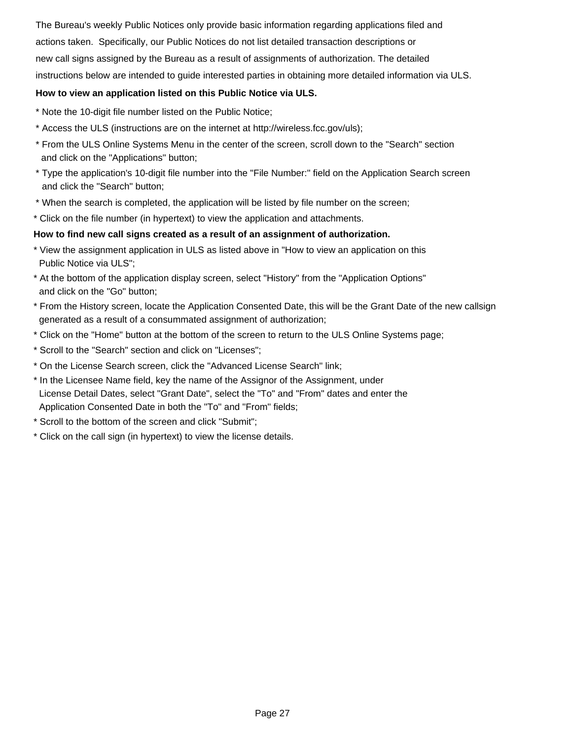The Bureau's weekly Public Notices only provide basic information regarding applications filed and actions taken.  Specifically, our Public Notices do not list detailed transaction descriptions or new call signs assigned by the Bureau as a result of assignments of authorization. The detailed instructions below are intended to guide interested parties in obtaining more detailed information via ULS.

**How to view an application listed on this Public Notice via ULS.**

* Note the 10-digit file number listed on the Public Notice;
* Access the ULS (instructions are on the internet at http://wireless.fcc.gov/uls);
* From the ULS Online Systems Menu in the center of the screen, scroll down to the "Search" section and click on the "Applications" button;
* Type the application's 10-digit file number into the "File Number:" field on the Application Search screen and click the "Search" button;
* When the search is completed, the application will be listed by file number on the screen;
* Click on the file number (in hypertext) to view the application and attachments.

**How to find new call signs created as a result of an assignment of authorization.**

* View the assignment application in ULS as listed above in "How to view an application on this Public Notice via ULS";
* At the bottom of the application display screen, select "History" from the "Application Options" and click on the "Go" button;
* From the History screen, locate the Application Consented Date, this will be the Grant Date of the new callsign generated as a result of a consummated assignment of authorization;
* Click on the "Home" button at the bottom of the screen to return to the ULS Online Systems page;
* Scroll to the "Search" section and click on "Licenses";
* On the License Search screen, click the "Advanced License Search" link;
* In the Licensee Name field, key the name of the Assignor of the Assignment, under License Detail Dates, select "Grant Date", select the "To" and "From" dates and enter the Application Consented Date in both the "To" and "From" fields;
* Scroll to the bottom of the screen and click "Submit";
* Click on the call sign (in hypertext) to view the license details.